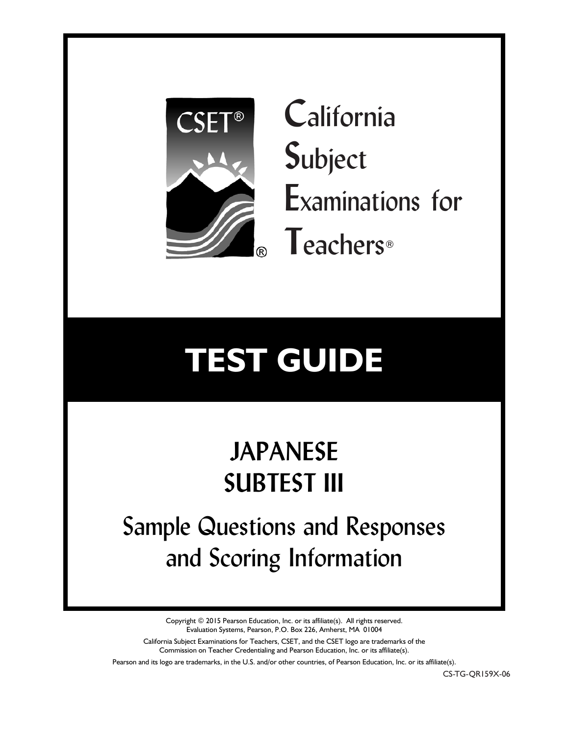CSET®

# California Subject Examinations for Teachers®

# TEST GUIDE

## JAPANESE SUBTEST III

## Sample Questions and Responses and Scoring Information

Copyright © 2015 Pearson Education, Inc. or its affiliate(s). All rights reserved.
Evaluation Systems, Pearson, P.O. Box 226, Amherst, MA 01004

California Subject Examinations for Teachers, CSET, and the CSET logo are trademarks of the Commission on Teacher Credentialing and Pearson Education, Inc. or its affiliate(s).

Pearson and its logo are trademarks, in the U.S. and/or other countries, of Pearson Education, Inc. or its affiliate(s).

CS-TG-QR159X-06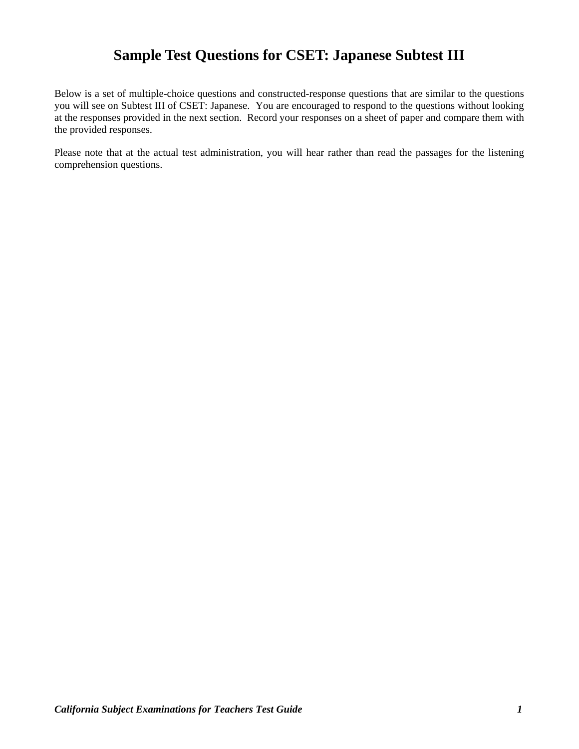# Sample Test Questions for CSET: Japanese Subtest III

Below is a set of multiple-choice questions and constructed-response questions that are similar to the questions you will see on Subtest III of CSET: Japanese. You are encouraged to respond to the questions without looking at the responses provided in the next section. Record your responses on a sheet of paper and compare them with the provided responses.

Please note that at the actual test administration, you will hear rather than read the passages for the listening comprehension questions.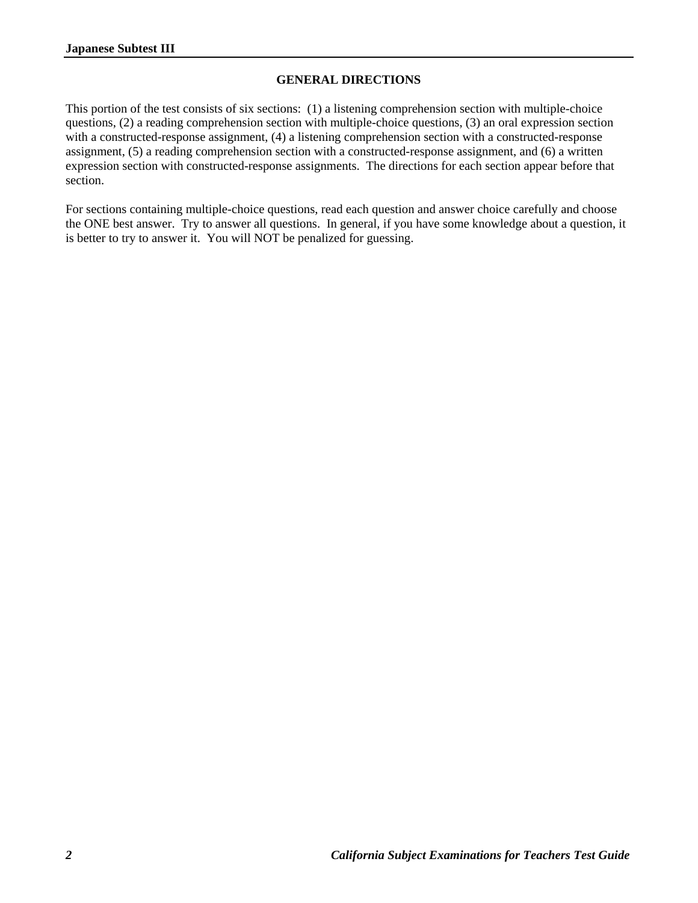## GENERAL DIRECTIONS

This portion of the test consists of six sections: (1) a listening comprehension section with multiple-choice questions, (2) a reading comprehension section with multiple-choice questions, (3) an oral expression section with a constructed-response assignment, (4) a listening comprehension section with a constructed-response assignment, (5) a reading comprehension section with a constructed-response assignment, and (6) a written expression section with constructed-response assignments. The directions for each section appear before that section.

For sections containing multiple-choice questions, read each question and answer choice carefully and choose the ONE best answer. Try to answer all questions. In general, if you have some knowledge about a question, it is better to try to answer it. You will NOT be penalized for guessing.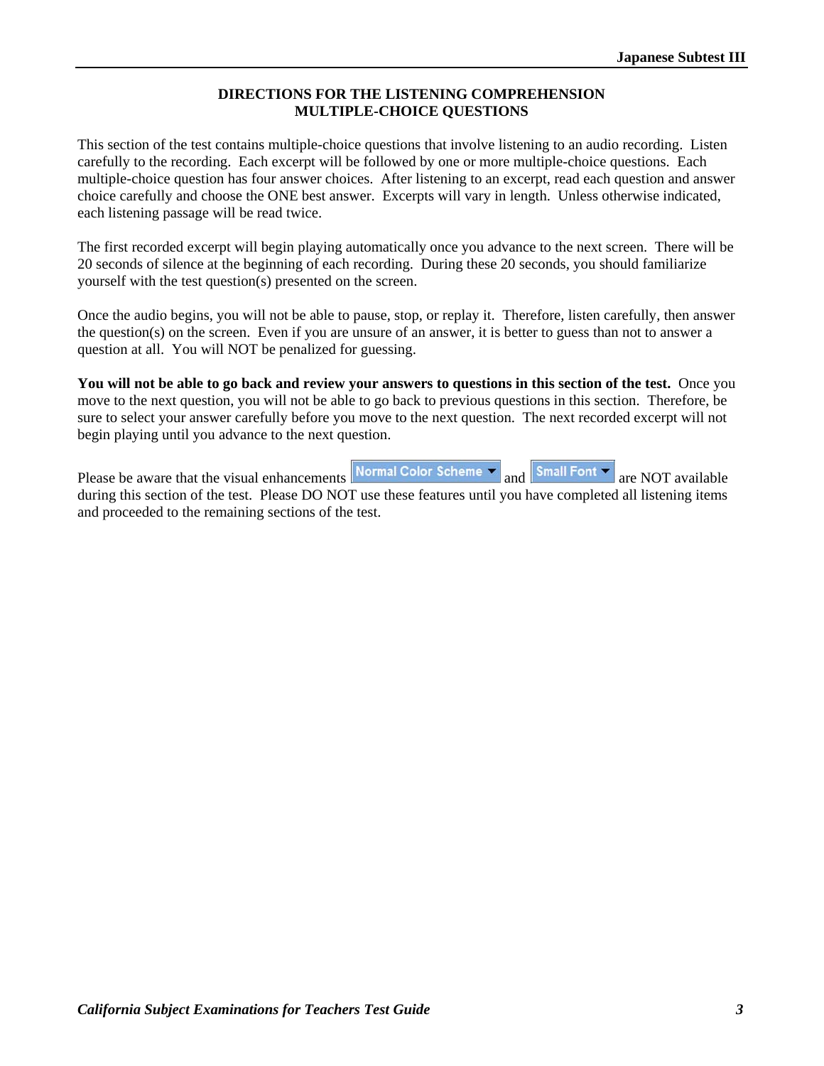## DIRECTIONS FOR THE LISTENING COMPREHENSION MULTIPLE-CHOICE QUESTIONS

This section of the test contains multiple-choice questions that involve listening to an audio recording. Listen carefully to the recording. Each excerpt will be followed by one or more multiple-choice questions. Each multiple-choice question has four answer choices. After listening to an excerpt, read each question and answer choice carefully and choose the ONE best answer. Excerpts will vary in length. Unless otherwise indicated, each listening passage will be read twice.

The first recorded excerpt will begin playing automatically once you advance to the next screen. There will be 20 seconds of silence at the beginning of each recording. During these 20 seconds, you should familiarize yourself with the test question(s) presented on the screen.

Once the audio begins, you will not be able to pause, stop, or replay it. Therefore, listen carefully, then answer the question(s) on the screen. Even if you are unsure of an answer, it is better to guess than not to answer a question at all. You will NOT be penalized for guessing.

**You will not be able to go back and review your answers to questions in this section of the test.** Once you move to the next question, you will not be able to go back to previous questions in this section. Therefore, be sure to select your answer carefully before you move to the next question. The next recorded excerpt will not begin playing until you advance to the next question.

Please be aware that the visual enhancements Normal Color Scheme and Small Font are NOT available during this section of the test. Please DO NOT use these features until you have completed all listening items and proceeded to the remaining sections of the test.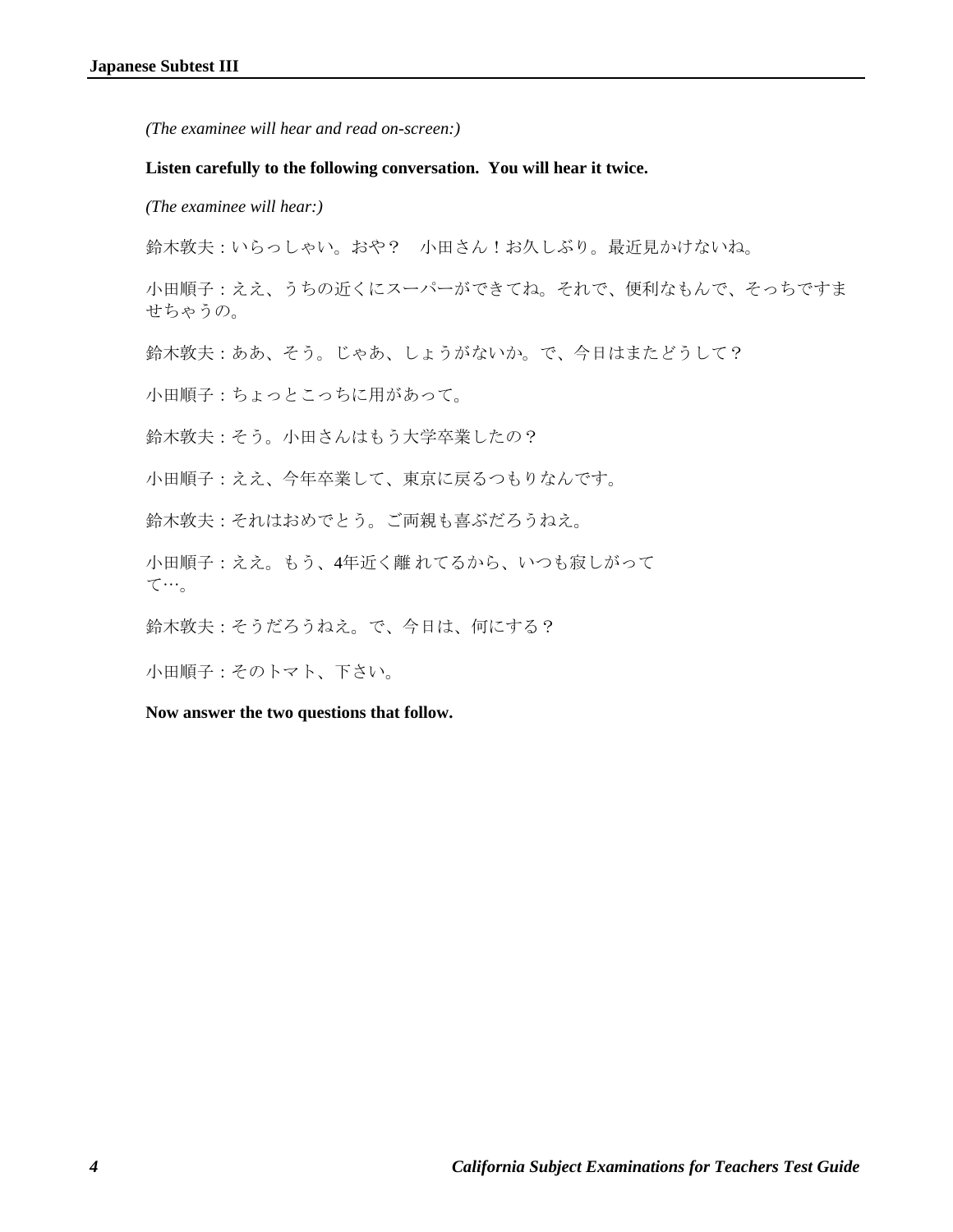*(The examinee will hear and read on-screen:)*

**Listen carefully to the following conversation. You will hear it twice.**

*(The examinee will hear:)*

鈴木敦夫：いらっしゃい。おや？　小田さん！お久しぶり。最近見かけないね。

小田順子：ええ、うちの近くにスーパーができてね。それで、便利なもんで、そっちですませちゃうの。

鈴木敦夫：ああ、そう。じゃあ、しょうがないか。で、今日はまたどうして？

小田順子：ちょっとこっちに用があって。

鈴木敦夫：そう。小田さんはもう大学卒業したの？

小田順子：ええ、今年卒業して、東京に戻るつもりなんです。

鈴木敦夫：それはおめでとう。ご両親も喜ぶだろうねえ。

小田順子：ええ。もう、4年近く離れてるから、いつも寂しがってて…。

鈴木敦夫：そうだろうねえ。で、今日は、何にする？

小田順子：そのトマト、下さい。

**Now answer the two questions that follow.**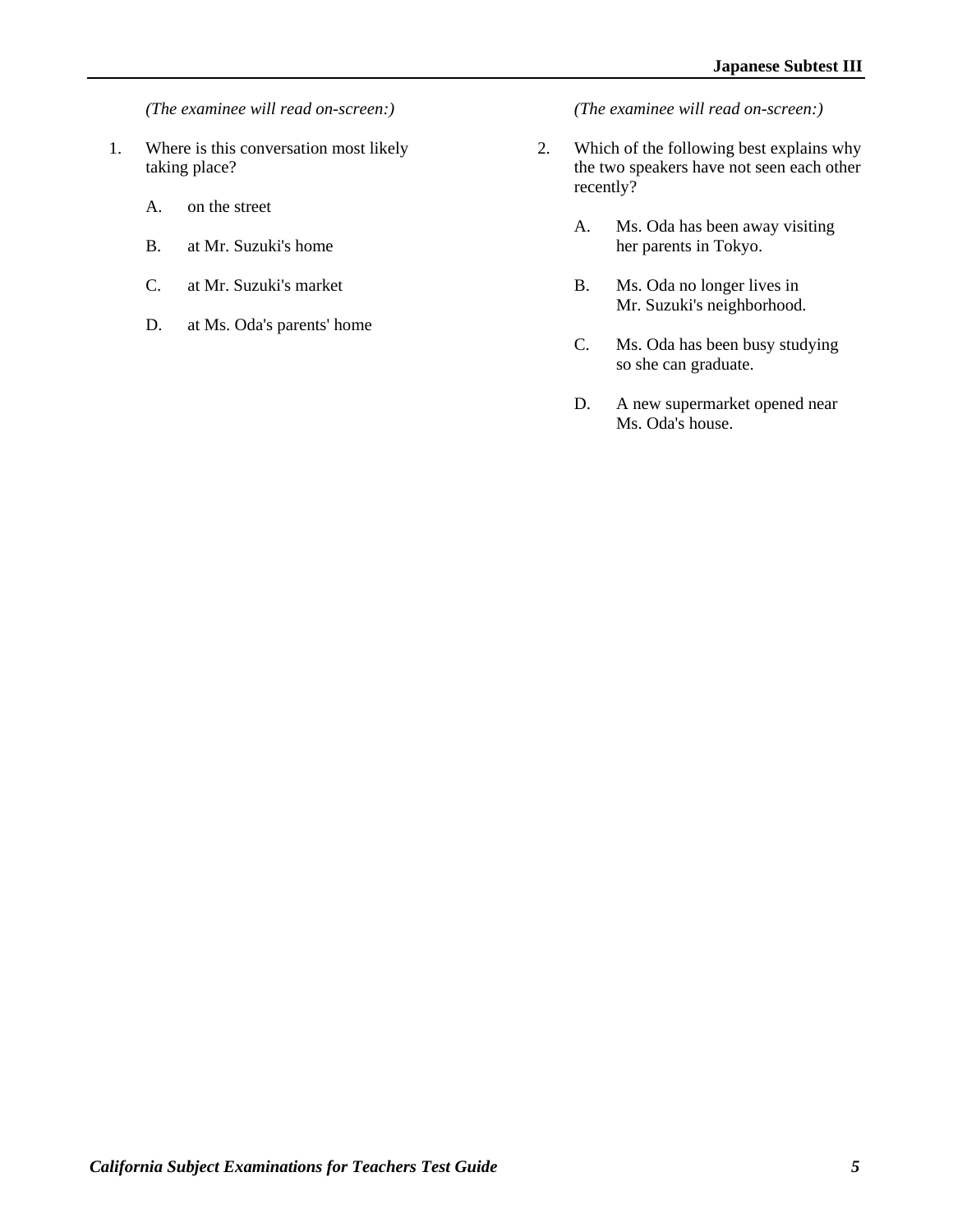*(The examinee will read on-screen:)*

1. Where is this conversation most likely taking place?

   A. on the street

   B. at Mr. Suzuki's home

   C. at Mr. Suzuki's market

   D. at Ms. Oda's parents' home

*(The examinee will read on-screen:)*

2. Which of the following best explains why the two speakers have not seen each other recently?

   A. Ms. Oda has been away visiting her parents in Tokyo.

   B. Ms. Oda no longer lives in Mr. Suzuki's neighborhood.

   C. Ms. Oda has been busy studying so she can graduate.

   D. A new supermarket opened near Ms. Oda's house.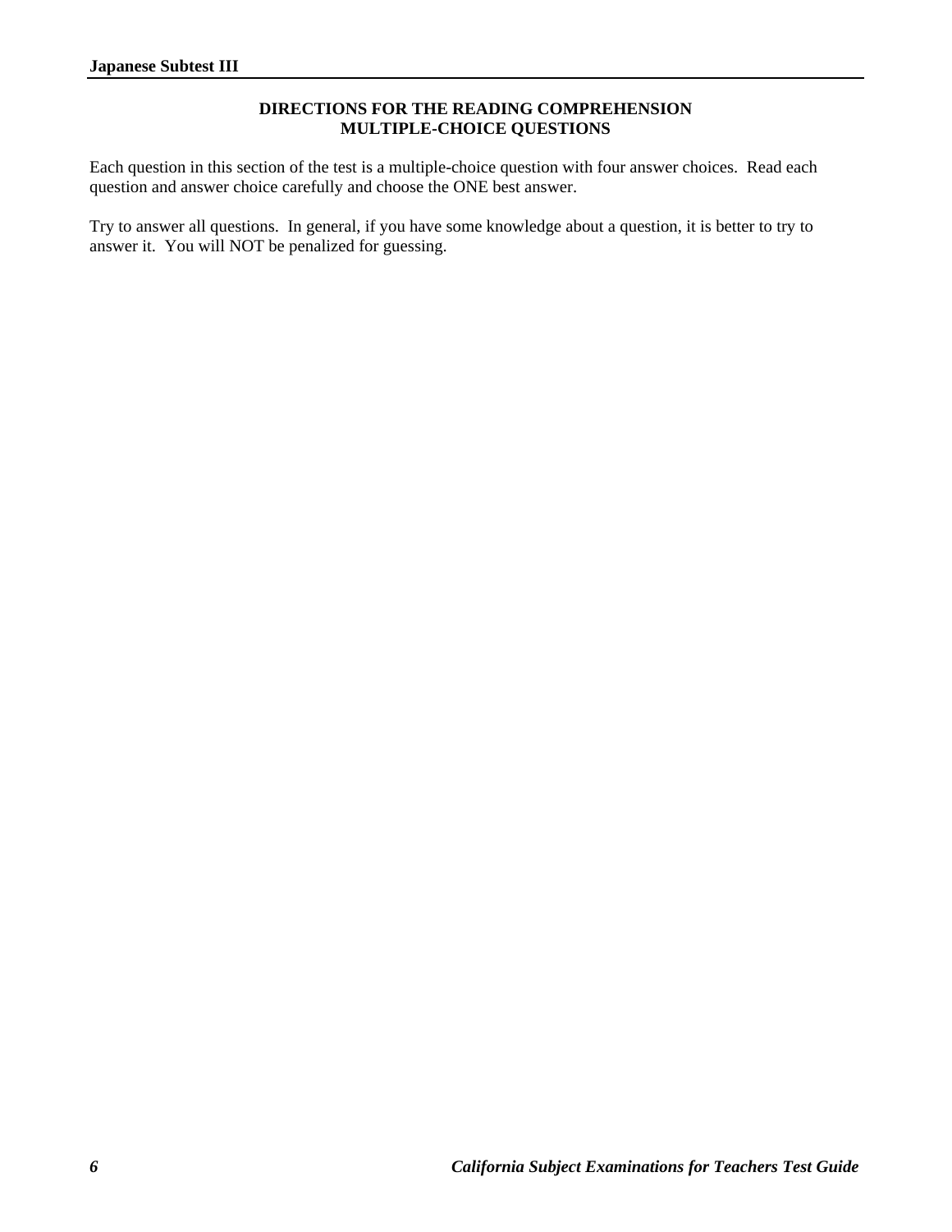## DIRECTIONS FOR THE READING COMPREHENSION MULTIPLE-CHOICE QUESTIONS

Each question in this section of the test is a multiple-choice question with four answer choices. Read each question and answer choice carefully and choose the ONE best answer.

Try to answer all questions. In general, if you have some knowledge about a question, it is better to try to answer it. You will NOT be penalized for guessing.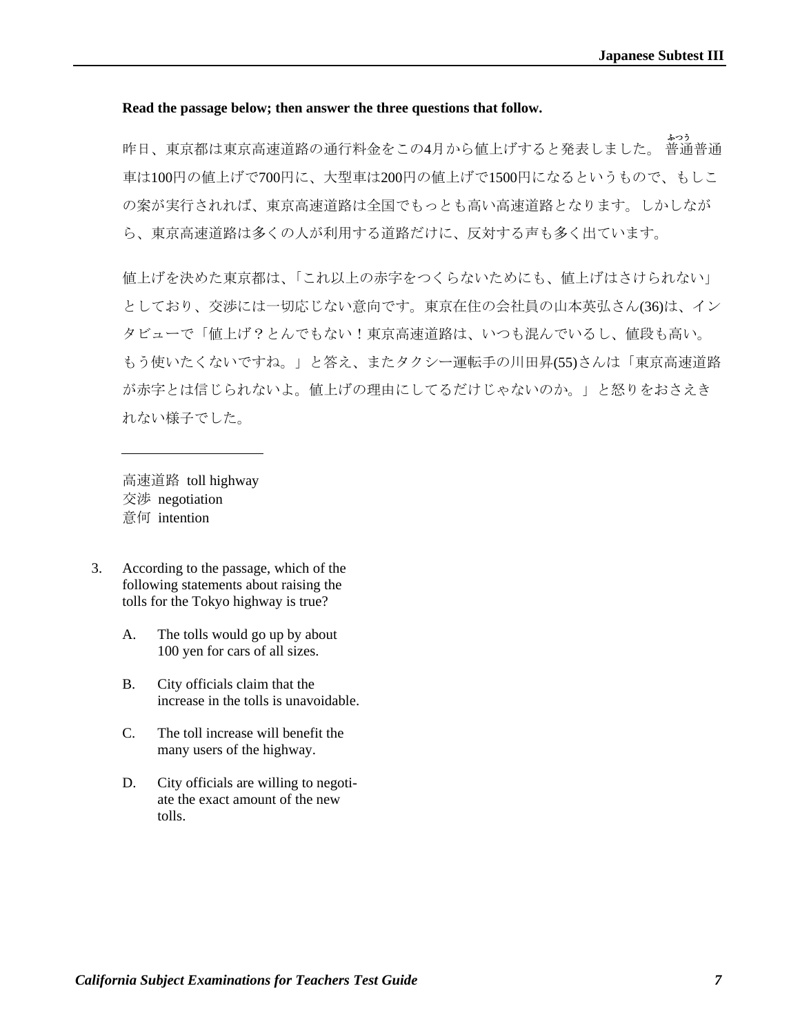**Read the passage below; then answer the three questions that follow.**

昨日、東京都は東京高速道路の通行料金をこの4月から値上げすると発表しました。普通普通車は100円の値上げで700円に、大型車は200円の値上げで1500円になるというもので、もしこの案が実行されれば、東京高速道路は全国でもっとも高い高速道路となります。しかしながら、東京高速道路は多くの人が利用する道路だけに、反対する声も多く出ています。

値上げを決めた東京都は、「これ以上の赤字をつくらないためにも、値上げはさけられない」としており、交渉には一切応じない意向です。東京在住の会社員の山本英弘さん(36)は、インタビューで「値上げ？とんでもない！東京高速道路は、いつも混んでいるし、値段も高い。もう使いたくないですね。」と答え、またタクシー運転手の川田昇(55)さんは「東京高速道路が赤字とは信じられないよ。値上げの理由にしてるだけじゃないのか。」と怒りをおさえきれない様子でした。

---

高速道路 toll highway
交渉 negotiation
意何 intention

3. According to the passage, which of the following statements about raising the tolls for the Tokyo highway is true?

   A. The tolls would go up by about 100 yen for cars of all sizes.

   B. City officials claim that the increase in the tolls is unavoidable.

   C. The toll increase will benefit the many users of the highway.

   D. City officials are willing to negotiate the exact amount of the new tolls.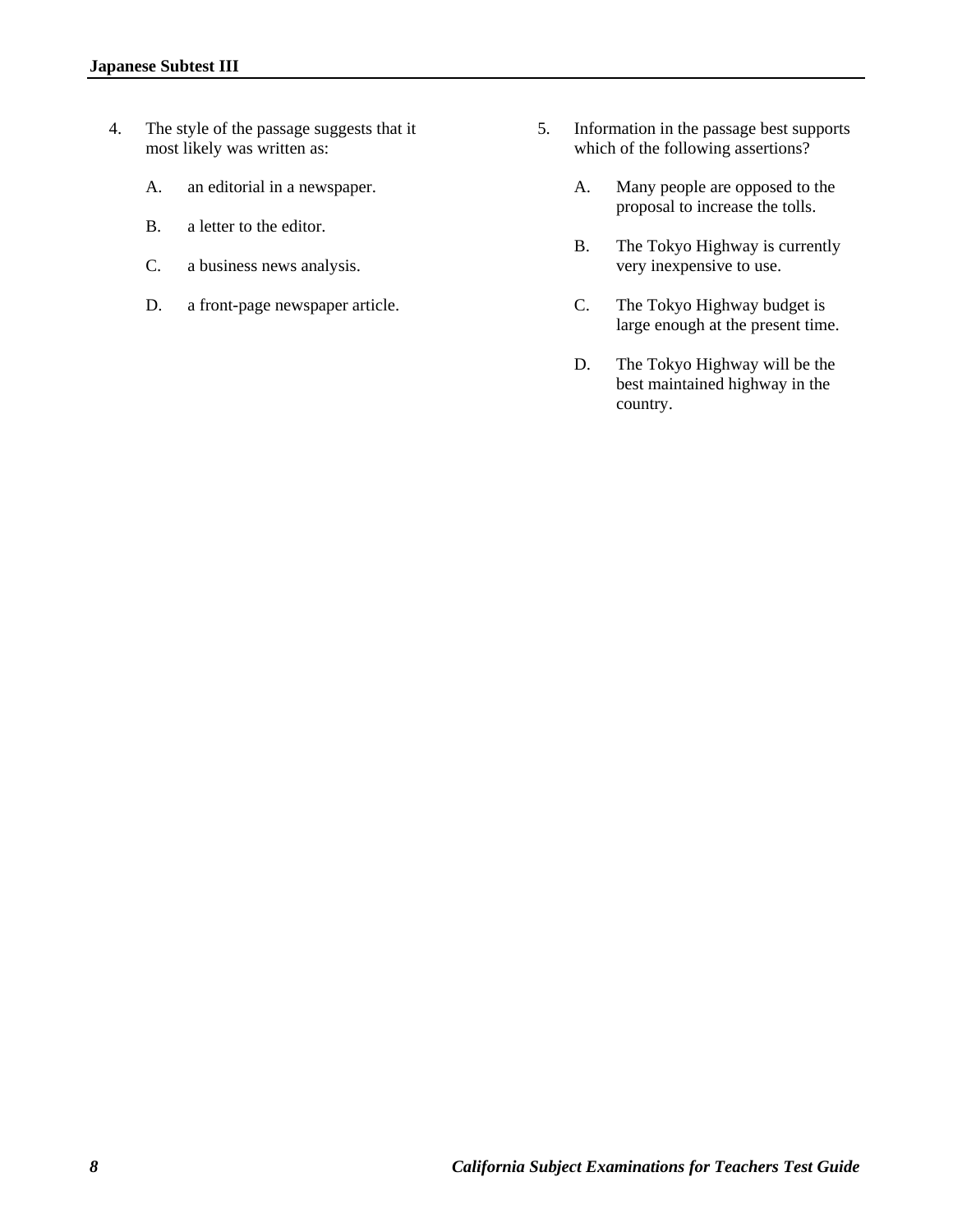4. The style of the passage suggests that it most likely was written as:

   A. an editorial in a newspaper.

   B. a letter to the editor.

   C. a business news analysis.

   D. a front-page newspaper article.

5. Information in the passage best supports which of the following assertions?

   A. Many people are opposed to the proposal to increase the tolls.

   B. The Tokyo Highway is currently very inexpensive to use.

   C. The Tokyo Highway budget is large enough at the present time.

   D. The Tokyo Highway will be the best maintained highway in the country.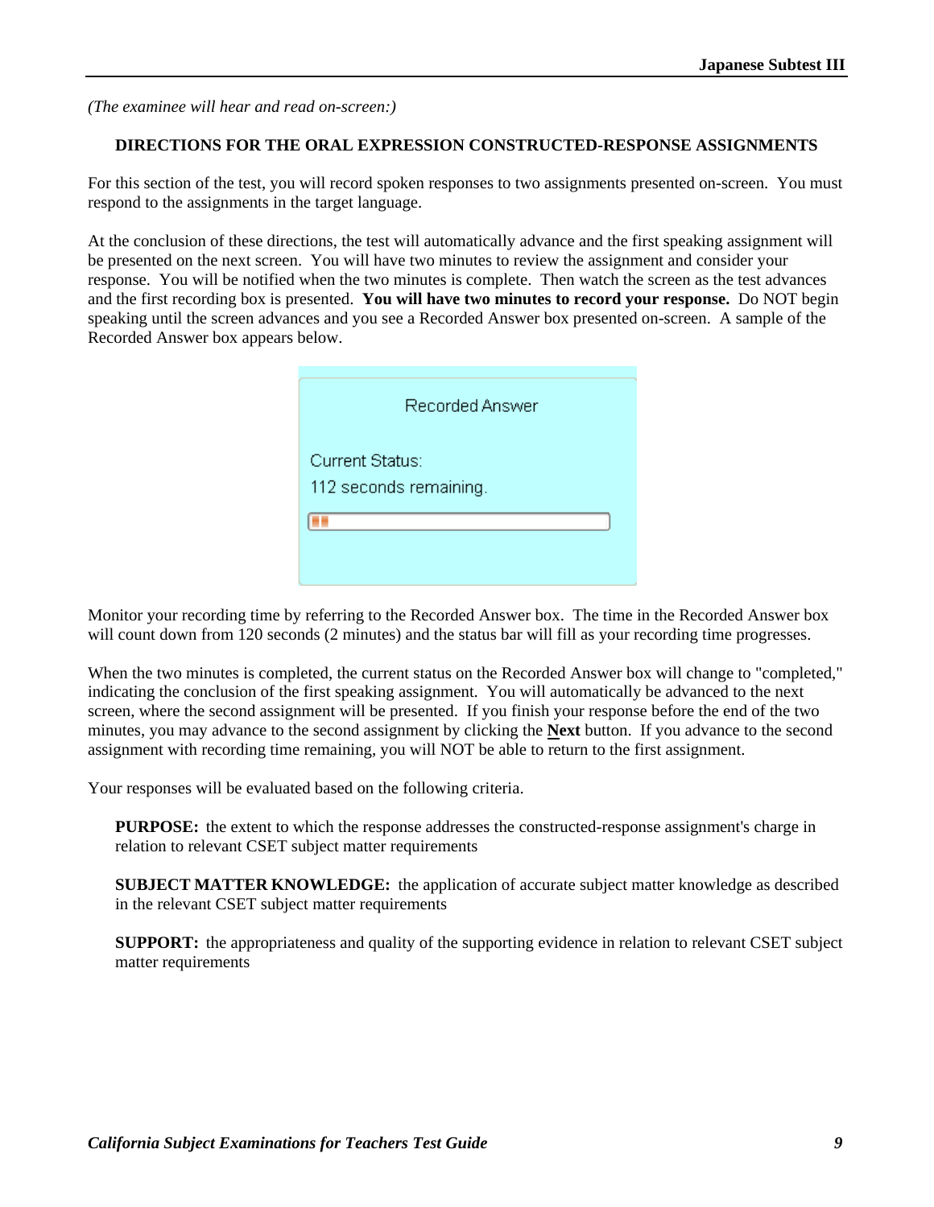*(The examinee will hear and read on-screen:)*

## DIRECTIONS FOR THE ORAL EXPRESSION CONSTRUCTED-RESPONSE ASSIGNMENTS

For this section of the test, you will record spoken responses to two assignments presented on-screen. You must respond to the assignments in the target language.

At the conclusion of these directions, the test will automatically advance and the first speaking assignment will be presented on the next screen. You will have two minutes to review the assignment and consider your response. You will be notified when the two minutes is complete. Then watch the screen as the test advances and the first recording box is presented. **You will have two minutes to record your response.** Do NOT begin speaking until the screen advances and you see a Recorded Answer box presented on-screen. A sample of the Recorded Answer box appears below.

Recorded Answer

Current Status:
112 seconds remaining.

Monitor your recording time by referring to the Recorded Answer box. The time in the Recorded Answer box will count down from 120 seconds (2 minutes) and the status bar will fill as your recording time progresses.

When the two minutes is completed, the current status on the Recorded Answer box will change to "completed," indicating the conclusion of the first speaking assignment. You will automatically be advanced to the next screen, where the second assignment will be presented. If you finish your response before the end of the two minutes, you may advance to the second assignment by clicking the **Next** button. If you advance to the second assignment with recording time remaining, you will NOT be able to return to the first assignment.

Your responses will be evaluated based on the following criteria.

**PURPOSE:** the extent to which the response addresses the constructed-response assignment's charge in relation to relevant CSET subject matter requirements

**SUBJECT MATTER KNOWLEDGE:** the application of accurate subject matter knowledge as described in the relevant CSET subject matter requirements

**SUPPORT:** the appropriateness and quality of the supporting evidence in relation to relevant CSET subject matter requirements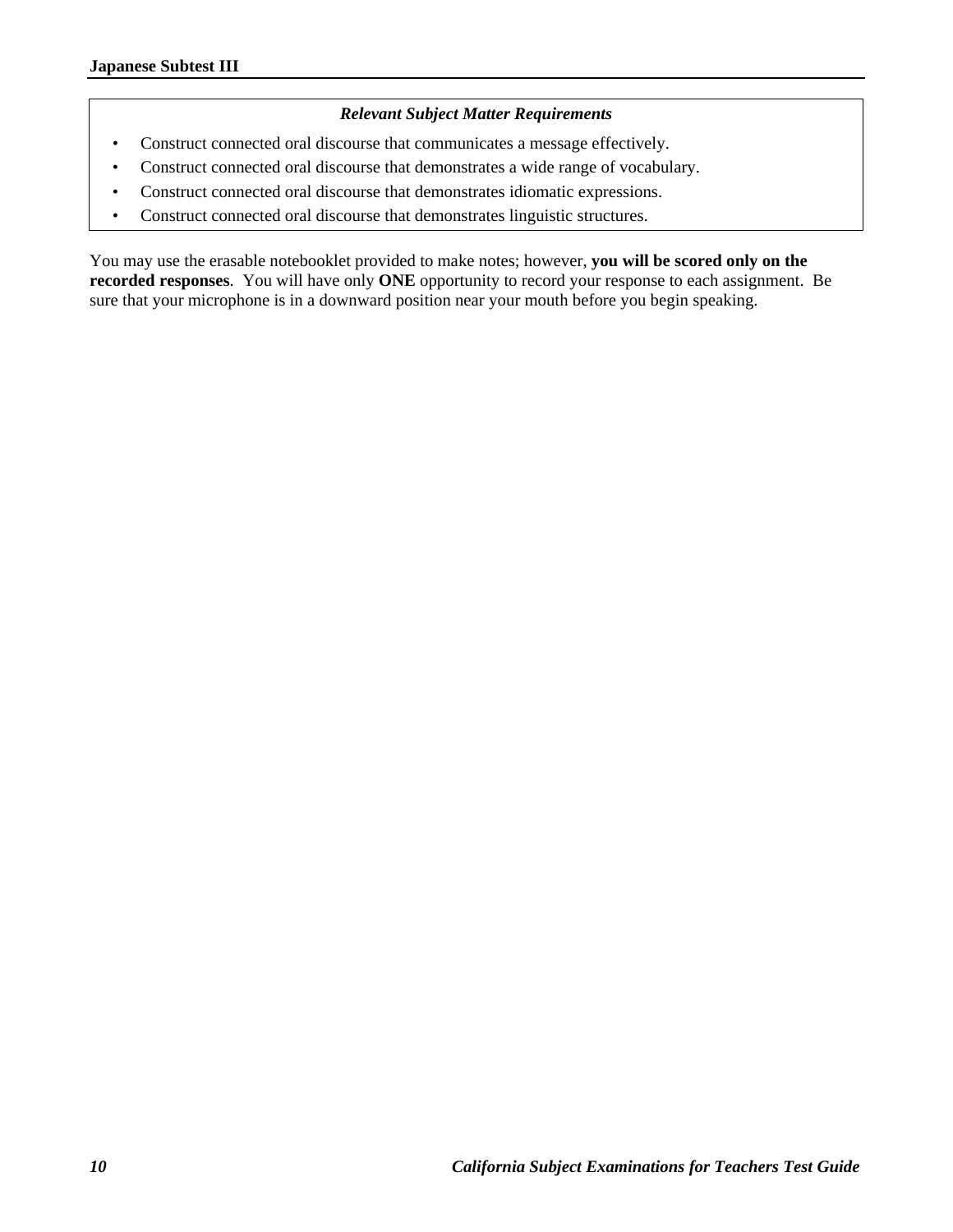***Relevant Subject Matter Requirements***

- Construct connected oral discourse that communicates a message effectively.
- Construct connected oral discourse that demonstrates a wide range of vocabulary.
- Construct connected oral discourse that demonstrates idiomatic expressions.
- Construct connected oral discourse that demonstrates linguistic structures.

You may use the erasable notebooklet provided to make notes; however, **you will be scored only on the recorded responses**. You will have only **ONE** opportunity to record your response to each assignment. Be sure that your microphone is in a downward position near your mouth before you begin speaking.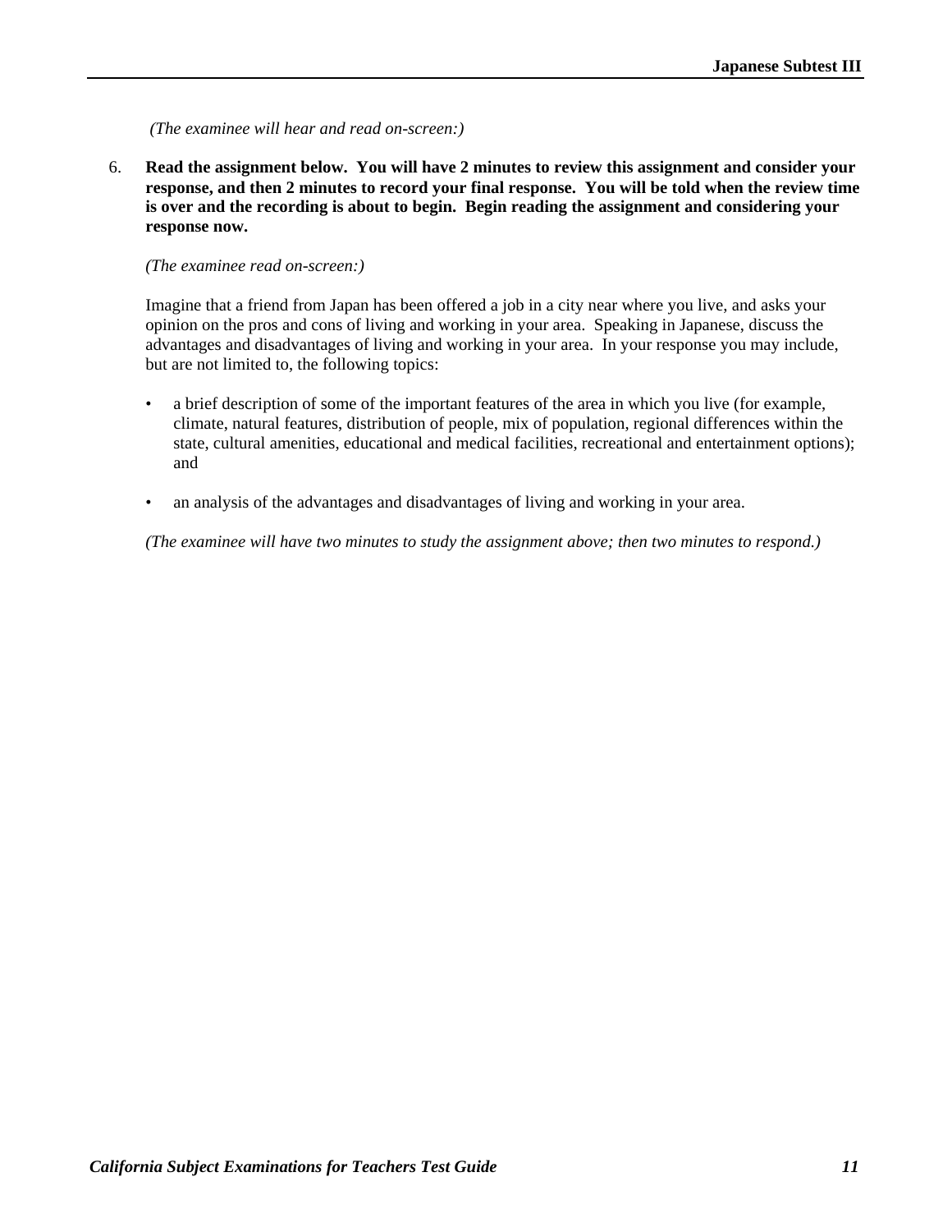*(The examinee will hear and read on-screen:)*

6. **Read the assignment below. You will have 2 minutes to review this assignment and consider your response, and then 2 minutes to record your final response. You will be told when the review time is over and the recording is about to begin. Begin reading the assignment and considering your response now.**

   *(The examinee read on-screen:)*

   Imagine that a friend from Japan has been offered a job in a city near where you live, and asks your opinion on the pros and cons of living and working in your area. Speaking in Japanese, discuss the advantages and disadvantages of living and working in your area. In your response you may include, but are not limited to, the following topics:

   - a brief description of some of the important features of the area in which you live (for example, climate, natural features, distribution of people, mix of population, regional differences within the state, cultural amenities, educational and medical facilities, recreational and entertainment options); and

   - an analysis of the advantages and disadvantages of living and working in your area.

   *(The examinee will have two minutes to study the assignment above; then two minutes to respond.)*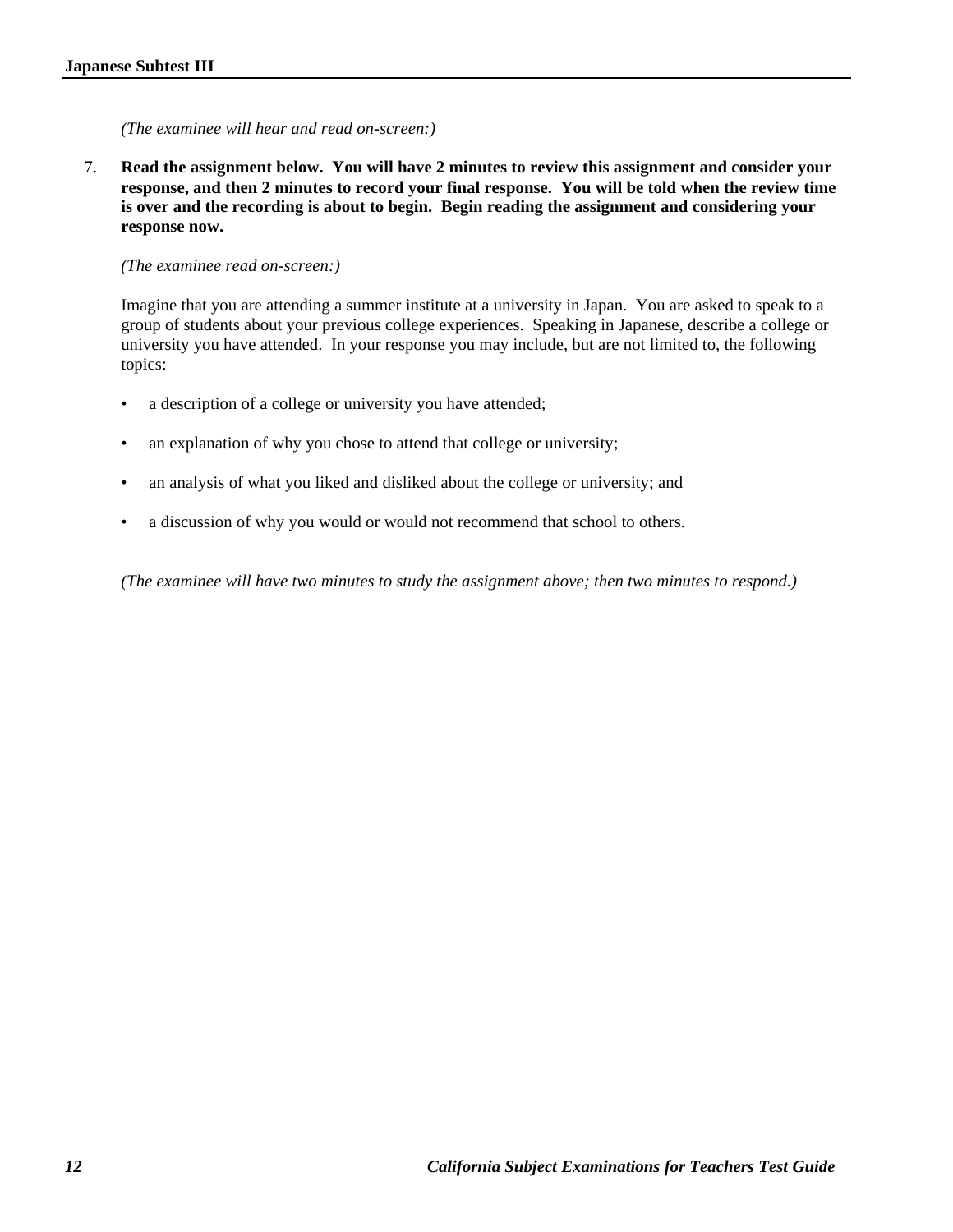*(The examinee will hear and read on-screen:)*

7. **Read the assignment below. You will have 2 minutes to review this assignment and consider your response, and then 2 minutes to record your final response. You will be told when the review time is over and the recording is about to begin. Begin reading the assignment and considering your response now.**

   *(The examinee read on-screen:)*

   Imagine that you are attending a summer institute at a university in Japan. You are asked to speak to a group of students about your previous college experiences. Speaking in Japanese, describe a college or university you have attended. In your response you may include, but are not limited to, the following topics:

   - a description of a college or university you have attended;
   - an explanation of why you chose to attend that college or university;
   - an analysis of what you liked and disliked about the college or university; and
   - a discussion of why you would or would not recommend that school to others.

   *(The examinee will have two minutes to study the assignment above; then two minutes to respond.)*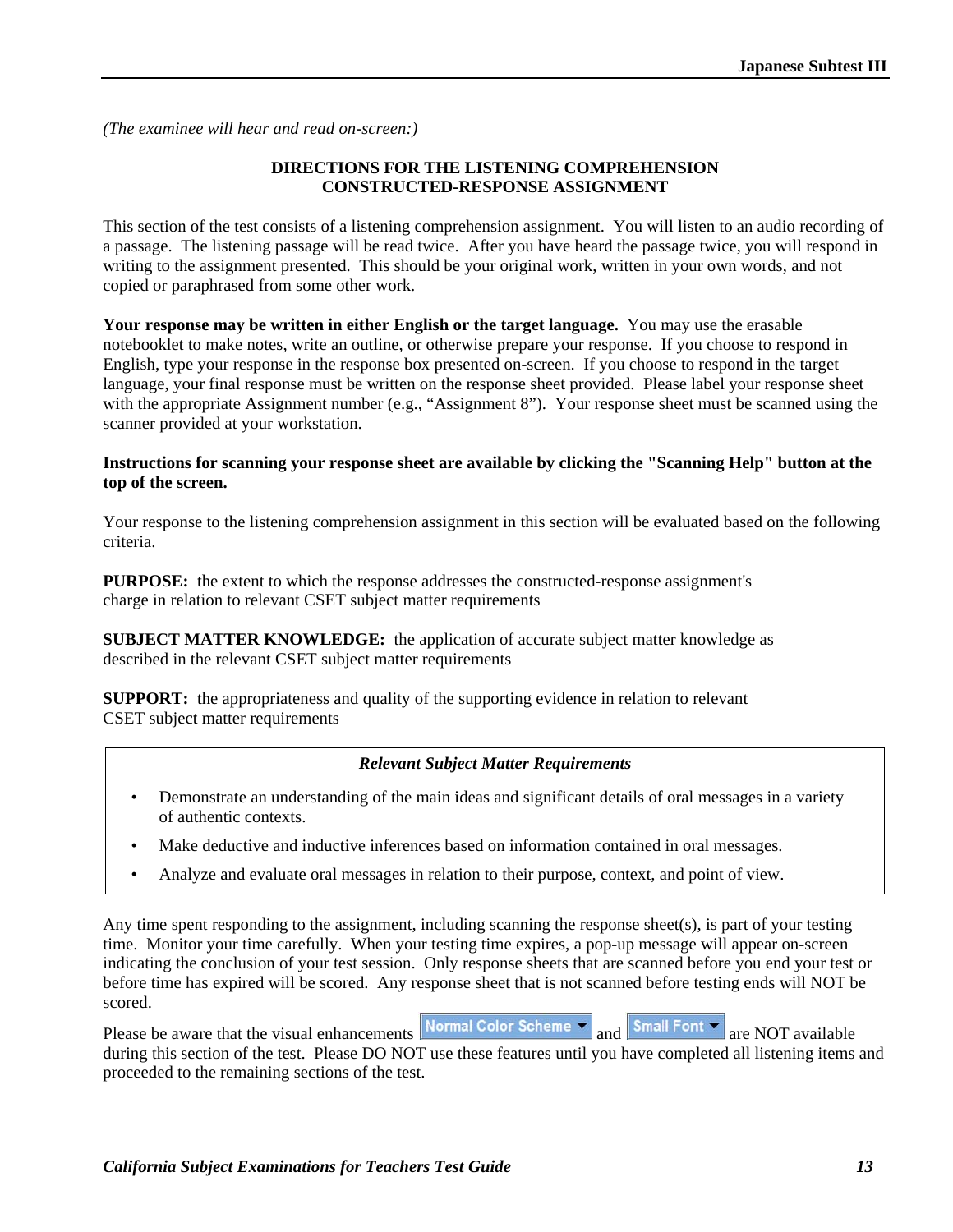*(The examinee will hear and read on-screen:)*

## DIRECTIONS FOR THE LISTENING COMPREHENSION CONSTRUCTED-RESPONSE ASSIGNMENT

This section of the test consists of a listening comprehension assignment. You will listen to an audio recording of a passage. The listening passage will be read twice. After you have heard the passage twice, you will respond in writing to the assignment presented. This should be your original work, written in your own words, and not copied or paraphrased from some other work.

**Your response may be written in either English or the target language.** You may use the erasable notebooklet to make notes, write an outline, or otherwise prepare your response. If you choose to respond in English, type your response in the response box presented on-screen. If you choose to respond in the target language, your final response must be written on the response sheet provided. Please label your response sheet with the appropriate Assignment number (e.g., "Assignment 8"). Your response sheet must be scanned using the scanner provided at your workstation.

**Instructions for scanning your response sheet are available by clicking the "Scanning Help" button at the top of the screen.**

Your response to the listening comprehension assignment in this section will be evaluated based on the following criteria.

**PURPOSE:** the extent to which the response addresses the constructed-response assignment's charge in relation to relevant CSET subject matter requirements

**SUBJECT MATTER KNOWLEDGE:** the application of accurate subject matter knowledge as described in the relevant CSET subject matter requirements

**SUPPORT:** the appropriateness and quality of the supporting evidence in relation to relevant CSET subject matter requirements

***Relevant Subject Matter Requirements***

- Demonstrate an understanding of the main ideas and significant details of oral messages in a variety of authentic contexts.
- Make deductive and inductive inferences based on information contained in oral messages.
- Analyze and evaluate oral messages in relation to their purpose, context, and point of view.

Any time spent responding to the assignment, including scanning the response sheet(s), is part of your testing time. Monitor your time carefully. When your testing time expires, a pop-up message will appear on-screen indicating the conclusion of your test session. Only response sheets that are scanned before you end your test or before time has expired will be scored. Any response sheet that is not scanned before testing ends will NOT be scored.

Please be aware that the visual enhancements Normal Color Scheme and Small Font are NOT available during this section of the test. Please DO NOT use these features until you have completed all listening items and proceeded to the remaining sections of the test.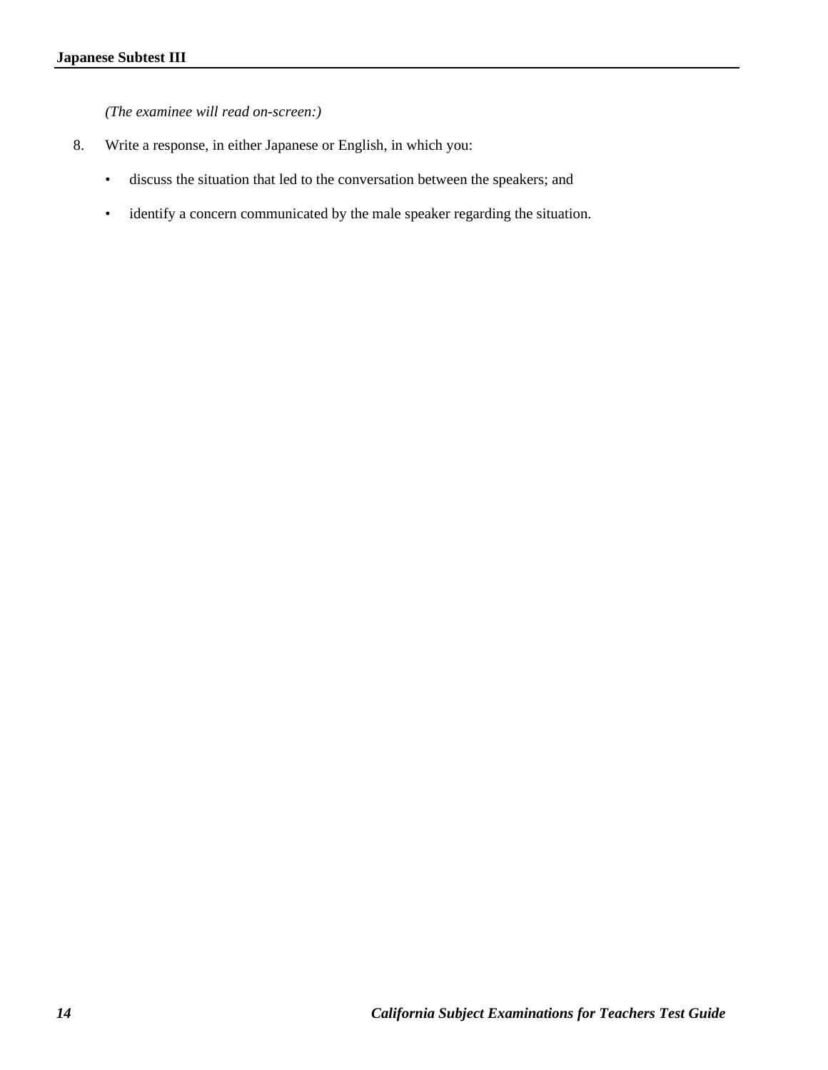*(The examinee will read on-screen:)*

8. Write a response, in either Japanese or English, in which you:

   - discuss the situation that led to the conversation between the speakers; and

   - identify a concern communicated by the male speaker regarding the situation.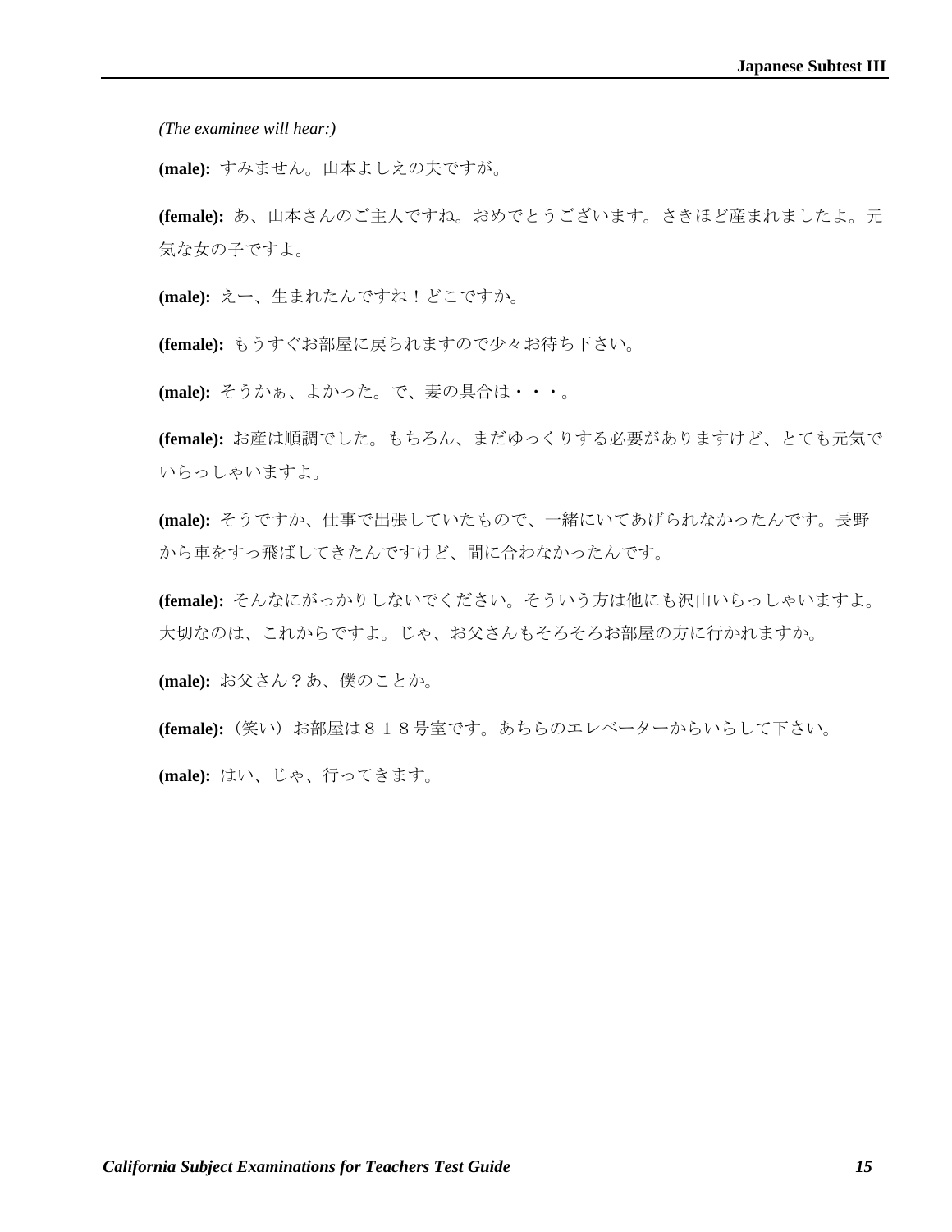*(The examinee will hear:)*

**(male):** すみません。山本よしえの夫ですが。

**(female):** あ、山本さんのご主人ですね。おめでとうございます。さきほど産まれましたよ。元気な女の子ですよ。

**(male):** えー、生まれたんですね！どこですか。

**(female):** もうすぐお部屋に戻られますので少々お待ち下さい。

**(male):** そうかぁ、よかった。で、妻の具合は・・・。

**(female):** お産は順調でした。もちろん、まだゆっくりする必要がありますけど、とても元気でいらっしゃいますよ。

**(male):** そうですか、仕事で出張していたもので、一緒にいてあげられなかったんです。長野から車をすっ飛ばしてきたんですけど、間に合わなかったんです。

**(female):** そんなにがっかりしないでください。そういう方は他にも沢山いらっしゃいますよ。大切なのは、これからですよ。じゃ、お父さんもそろそろお部屋の方に行かれますか。

**(male):** お父さん？あ、僕のことか。

**(female):**（笑い）お部屋は８１８号室です。あちらのエレベーターからいらして下さい。

**(male):** はい、じゃ、行ってきます。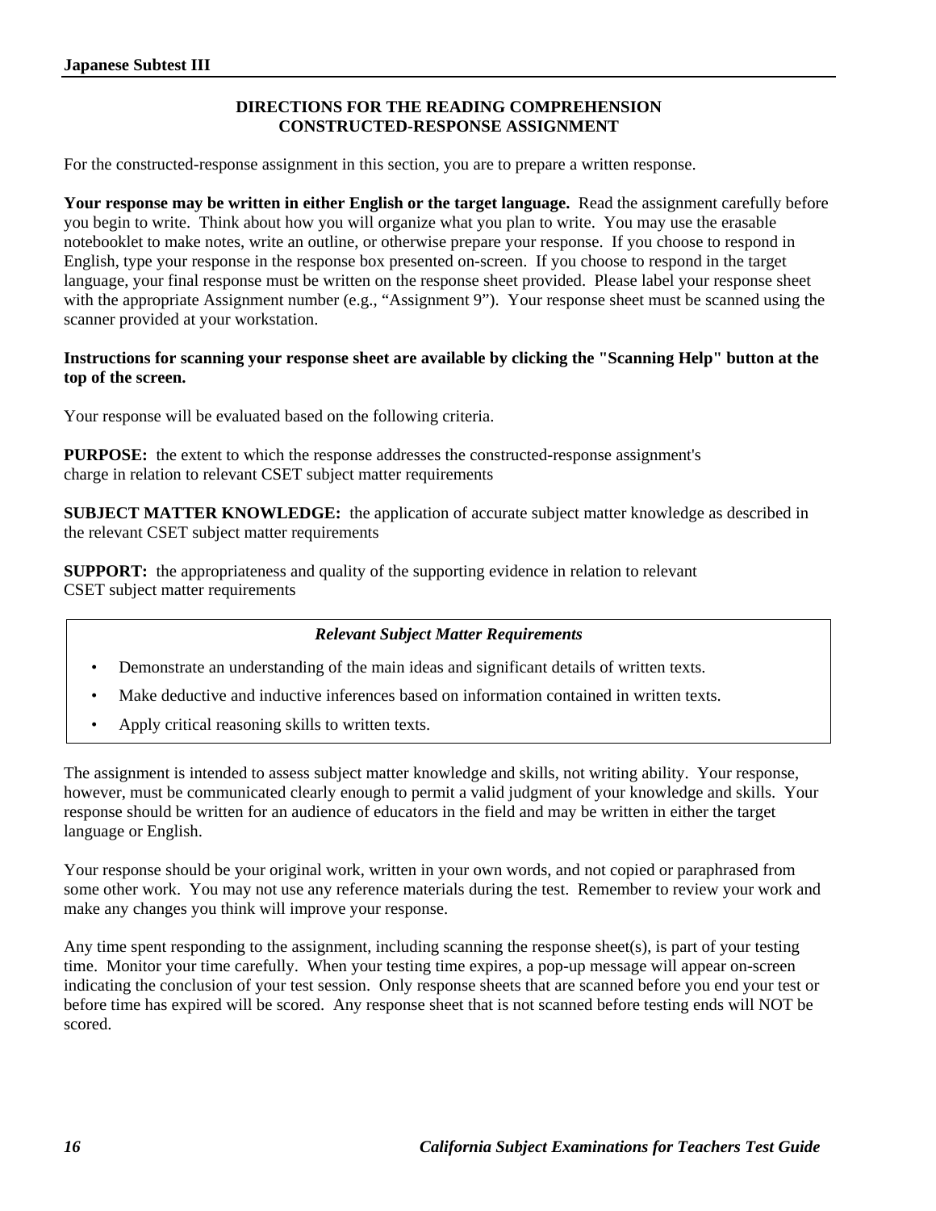## DIRECTIONS FOR THE READING COMPREHENSION CONSTRUCTED-RESPONSE ASSIGNMENT

For the constructed-response assignment in this section, you are to prepare a written response.

**Your response may be written in either English or the target language.** Read the assignment carefully before you begin to write. Think about how you will organize what you plan to write. You may use the erasable notebooklet to make notes, write an outline, or otherwise prepare your response. If you choose to respond in English, type your response in the response box presented on-screen. If you choose to respond in the target language, your final response must be written on the response sheet provided. Please label your response sheet with the appropriate Assignment number (e.g., "Assignment 9"). Your response sheet must be scanned using the scanner provided at your workstation.

**Instructions for scanning your response sheet are available by clicking the "Scanning Help" button at the top of the screen.**

Your response will be evaluated based on the following criteria.

**PURPOSE:** the extent to which the response addresses the constructed-response assignment's charge in relation to relevant CSET subject matter requirements

**SUBJECT MATTER KNOWLEDGE:** the application of accurate subject matter knowledge as described in the relevant CSET subject matter requirements

**SUPPORT:** the appropriateness and quality of the supporting evidence in relation to relevant CSET subject matter requirements

***Relevant Subject Matter Requirements***

- Demonstrate an understanding of the main ideas and significant details of written texts.
- Make deductive and inductive inferences based on information contained in written texts.
- Apply critical reasoning skills to written texts.

The assignment is intended to assess subject matter knowledge and skills, not writing ability. Your response, however, must be communicated clearly enough to permit a valid judgment of your knowledge and skills. Your response should be written for an audience of educators in the field and may be written in either the target language or English.

Your response should be your original work, written in your own words, and not copied or paraphrased from some other work. You may not use any reference materials during the test. Remember to review your work and make any changes you think will improve your response.

Any time spent responding to the assignment, including scanning the response sheet(s), is part of your testing time. Monitor your time carefully. When your testing time expires, a pop-up message will appear on-screen indicating the conclusion of your test session. Only response sheets that are scanned before you end your test or before time has expired will be scored. Any response sheet that is not scanned before testing ends will NOT be scored.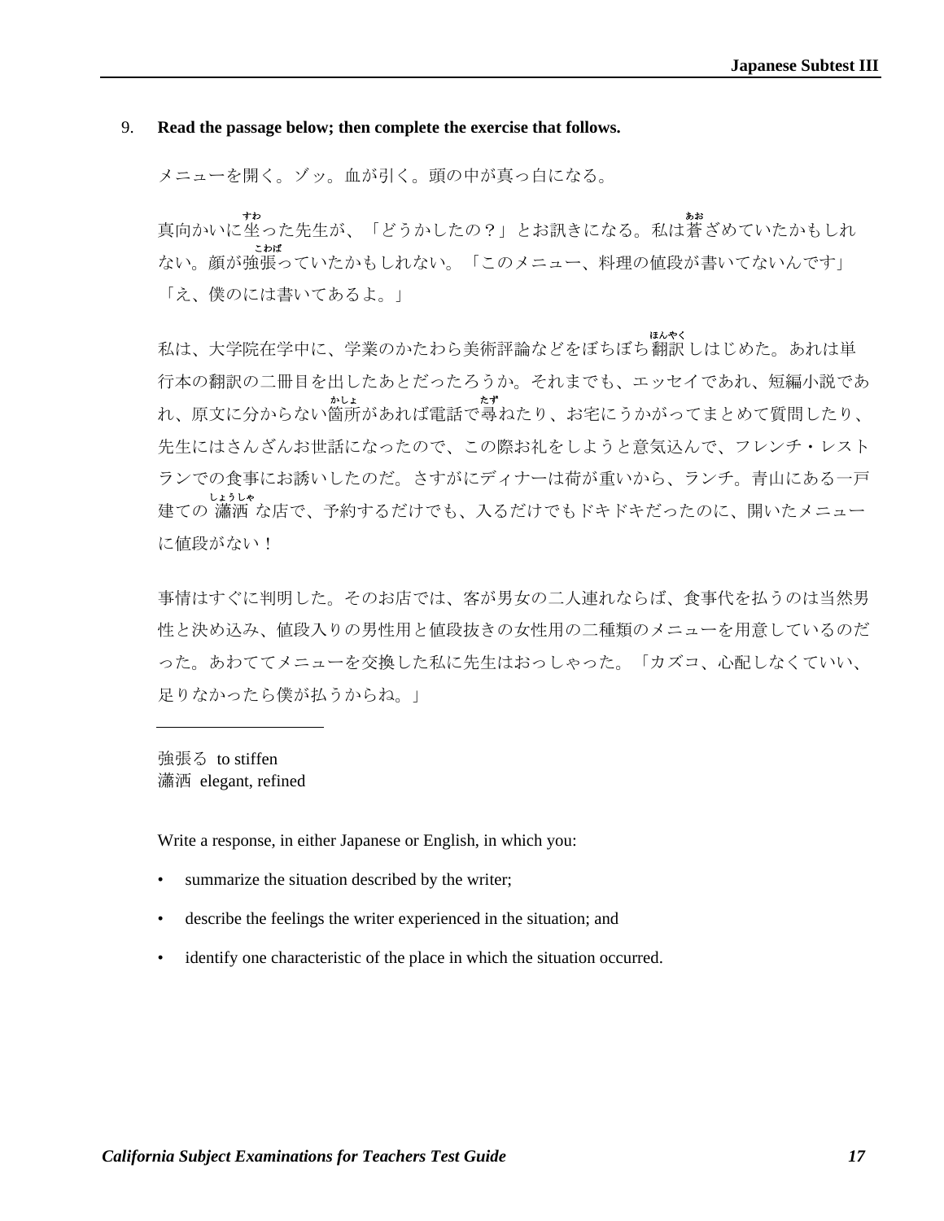9. **Read the passage below; then complete the exercise that follows.**

メニューを開く。ゾッ。血が引く。頭の中が真っ白になる。

真向かいに坐った先生が、「どうかしたの？」とお訊きになる。私は蒼ざめていたかもしれない。顔が強張っていたかもしれない。「このメニュー、料理の値段が書いてないんです」
「え、僕のには書いてあるよ。」

私は、大学院在学中に、学業のかたわら美術評論などをぼちぼち翻訳しはじめた。あれは単行本の翻訳の二冊目を出したあとだったろうか。それまでも、エッセイであれ、短編小説であれ、原文に分からない箇所があれば電話で尋ねたり、お宅にうかがってまとめて質問したり、先生にはさんざんお世話になったので、この際お礼をしようと意気込んで、フレンチ・レストランでの食事にお誘いしたのだ。さすがにディナーは荷が重いから、ランチ。青山にある一戸建ての 瀟洒 な店で、予約するだけでも、入るだけでもドキドキだったのに、開いたメニューに値段がない！

事情はすぐに判明した。そのお店では、客が男女の二人連れならば、食事代を払うのは当然男性と決め込み、値段入りの男性用と値段抜きの女性用の二種類のメニューを用意しているのだった。あわててメニューを交換した私に先生はおっしゃった。「カズコ、心配しなくていい、足りなかったら僕が払うからね。」

---

強張る to stiffen
瀟洒 elegant, refined

Write a response, in either Japanese or English, in which you:

- summarize the situation described by the writer;
- describe the feelings the writer experienced in the situation; and
- identify one characteristic of the place in which the situation occurred.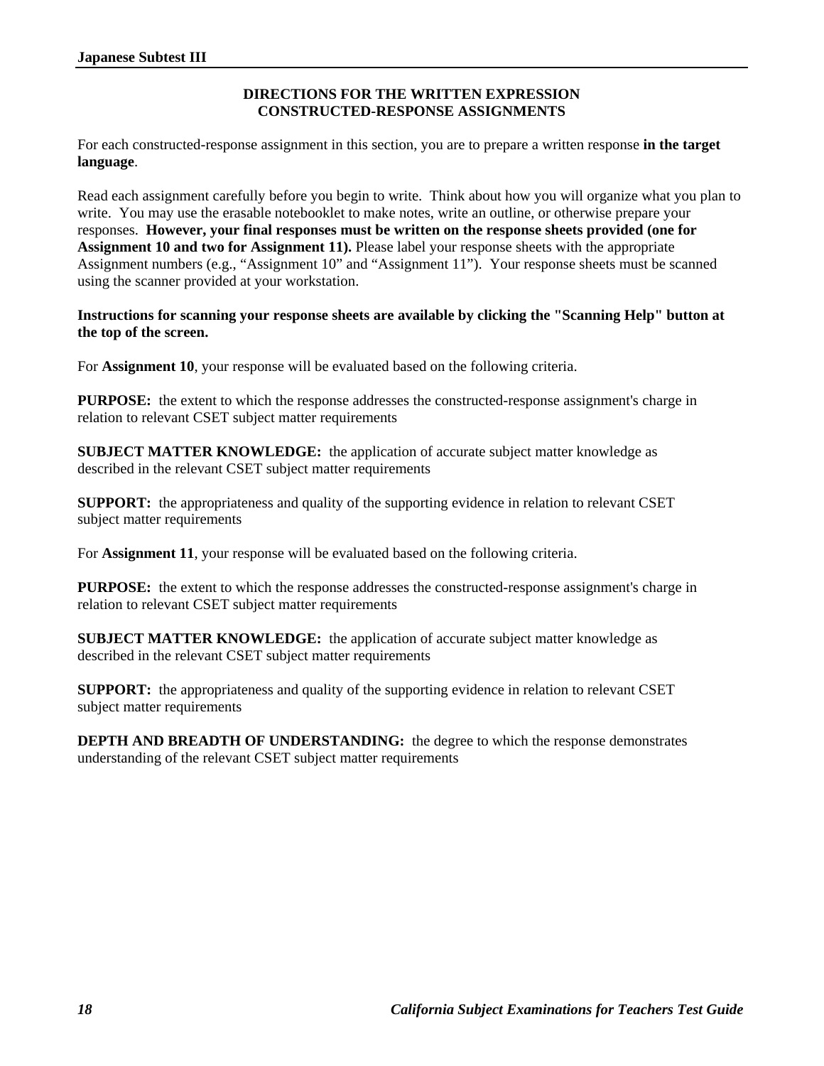## DIRECTIONS FOR THE WRITTEN EXPRESSION CONSTRUCTED-RESPONSE ASSIGNMENTS

For each constructed-response assignment in this section, you are to prepare a written response **in the target language**.

Read each assignment carefully before you begin to write. Think about how you will organize what you plan to write. You may use the erasable notebooklet to make notes, write an outline, or otherwise prepare your responses. **However, your final responses must be written on the response sheets provided (one for Assignment 10 and two for Assignment 11).** Please label your response sheets with the appropriate Assignment numbers (e.g., "Assignment 10" and "Assignment 11"). Your response sheets must be scanned using the scanner provided at your workstation.

**Instructions for scanning your response sheets are available by clicking the "Scanning Help" button at the top of the screen.**

For **Assignment 10**, your response will be evaluated based on the following criteria.

**PURPOSE:** the extent to which the response addresses the constructed-response assignment's charge in relation to relevant CSET subject matter requirements

**SUBJECT MATTER KNOWLEDGE:** the application of accurate subject matter knowledge as described in the relevant CSET subject matter requirements

**SUPPORT:** the appropriateness and quality of the supporting evidence in relation to relevant CSET subject matter requirements

For **Assignment 11**, your response will be evaluated based on the following criteria.

**PURPOSE:** the extent to which the response addresses the constructed-response assignment's charge in relation to relevant CSET subject matter requirements

**SUBJECT MATTER KNOWLEDGE:** the application of accurate subject matter knowledge as described in the relevant CSET subject matter requirements

**SUPPORT:** the appropriateness and quality of the supporting evidence in relation to relevant CSET subject matter requirements

**DEPTH AND BREADTH OF UNDERSTANDING:** the degree to which the response demonstrates understanding of the relevant CSET subject matter requirements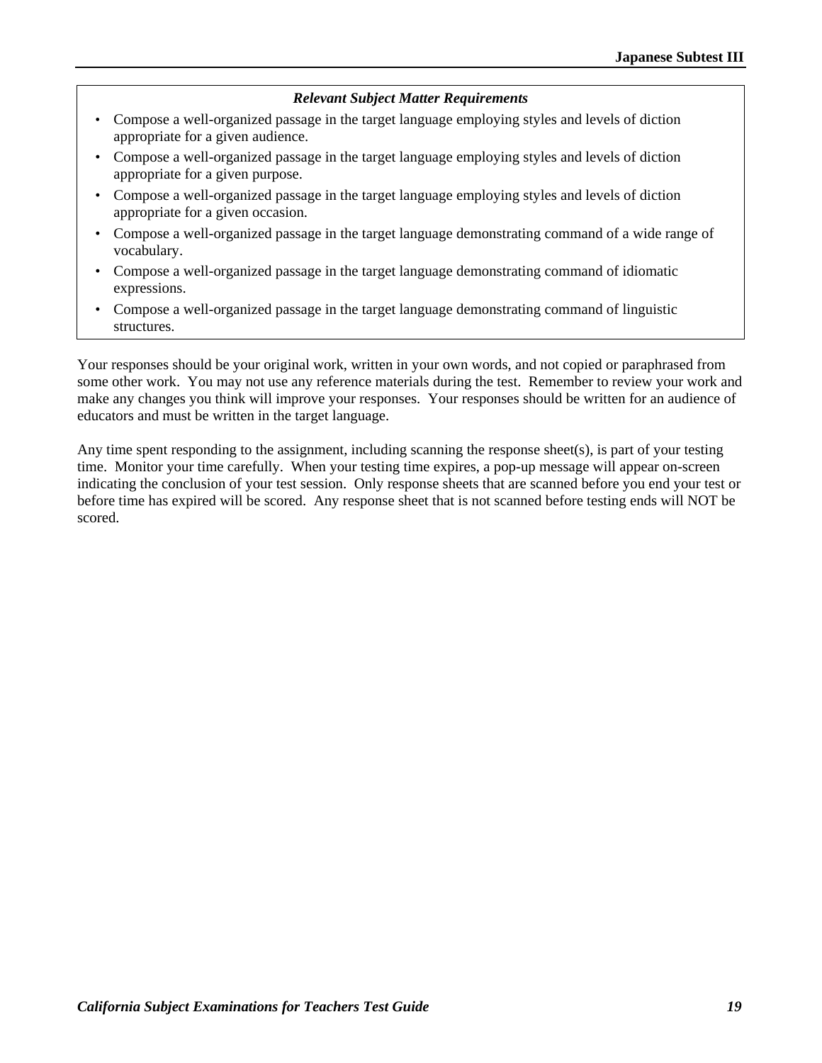***Relevant Subject Matter Requirements***

- Compose a well-organized passage in the target language employing styles and levels of diction appropriate for a given audience.
- Compose a well-organized passage in the target language employing styles and levels of diction appropriate for a given purpose.
- Compose a well-organized passage in the target language employing styles and levels of diction appropriate for a given occasion.
- Compose a well-organized passage in the target language demonstrating command of a wide range of vocabulary.
- Compose a well-organized passage in the target language demonstrating command of idiomatic expressions.
- Compose a well-organized passage in the target language demonstrating command of linguistic structures.

Your responses should be your original work, written in your own words, and not copied or paraphrased from some other work. You may not use any reference materials during the test. Remember to review your work and make any changes you think will improve your responses. Your responses should be written for an audience of educators and must be written in the target language.

Any time spent responding to the assignment, including scanning the response sheet(s), is part of your testing time. Monitor your time carefully. When your testing time expires, a pop-up message will appear on-screen indicating the conclusion of your test session. Only response sheets that are scanned before you end your test or before time has expired will be scored. Any response sheet that is not scanned before testing ends will NOT be scored.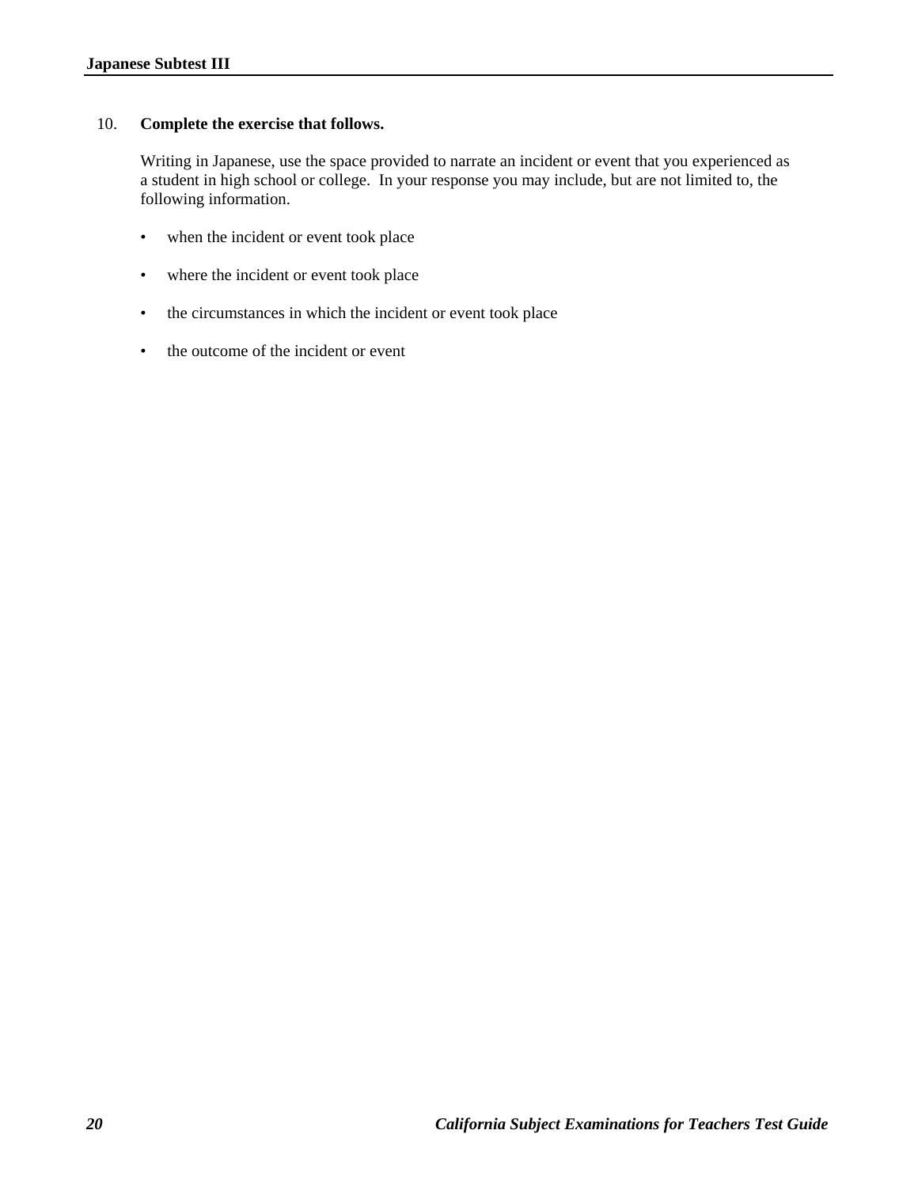10. **Complete the exercise that follows.**

Writing in Japanese, use the space provided to narrate an incident or event that you experienced as a student in high school or college. In your response you may include, but are not limited to, the following information.

- when the incident or event took place
- where the incident or event took place
- the circumstances in which the incident or event took place
- the outcome of the incident or event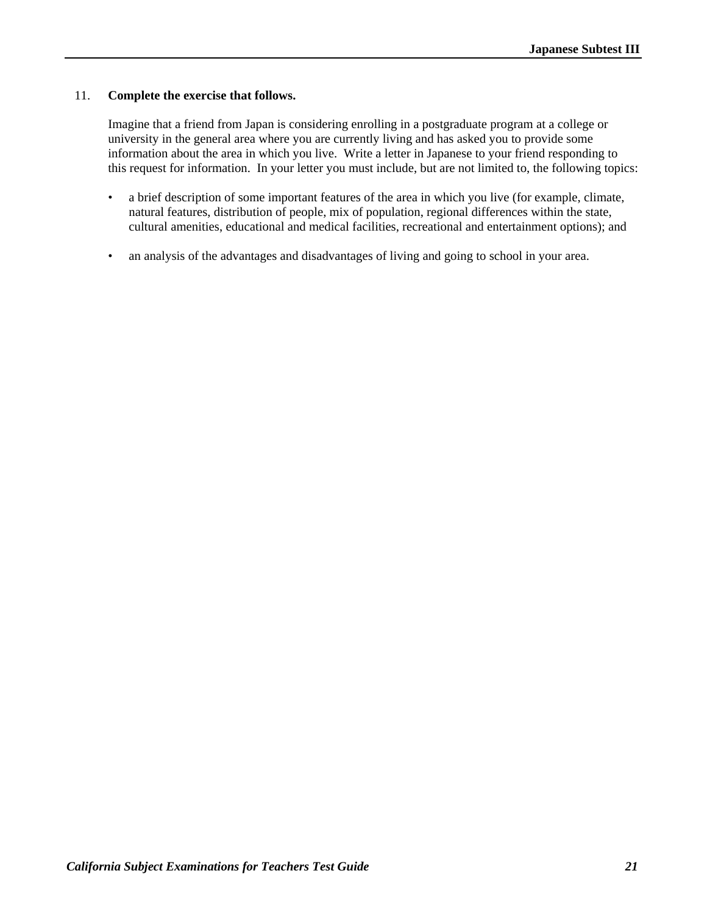11. **Complete the exercise that follows.**

Imagine that a friend from Japan is considering enrolling in a postgraduate program at a college or university in the general area where you are currently living and has asked you to provide some information about the area in which you live. Write a letter in Japanese to your friend responding to this request for information. In your letter you must include, but are not limited to, the following topics:

- a brief description of some important features of the area in which you live (for example, climate, natural features, distribution of people, mix of population, regional differences within the state, cultural amenities, educational and medical facilities, recreational and entertainment options); and
- an analysis of the advantages and disadvantages of living and going to school in your area.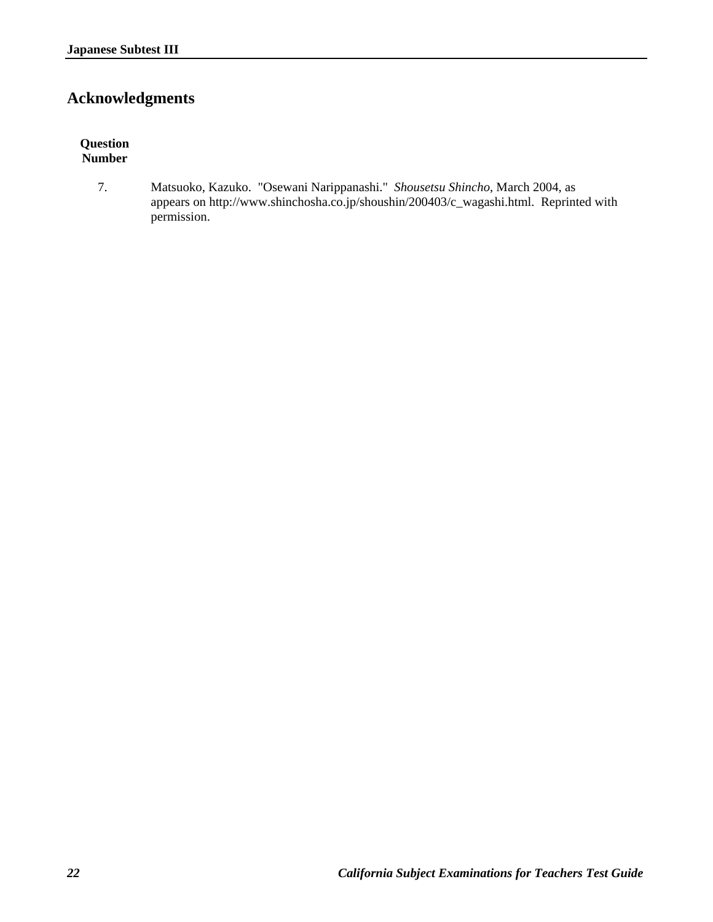# Acknowledgments

| Question Number | |
|---|---|
| 7. | Matsuoko, Kazuko. "Osewani Narippanashi." *Shousetsu Shincho*, March 2004, as appears on http://www.shinchosha.co.jp/shoushin/200403/c_wagashi.html. Reprinted with permission. |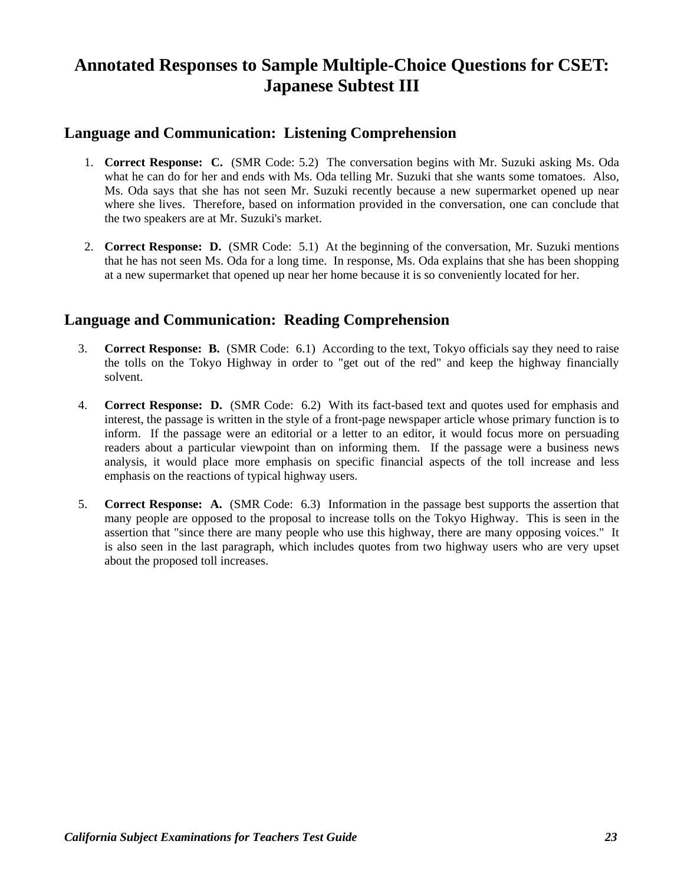# Annotated Responses to Sample Multiple-Choice Questions for CSET: Japanese Subtest III

## Language and Communication: Listening Comprehension

1. **Correct Response: C.** (SMR Code: 5.2) The conversation begins with Mr. Suzuki asking Ms. Oda what he can do for her and ends with Ms. Oda telling Mr. Suzuki that she wants some tomatoes. Also, Ms. Oda says that she has not seen Mr. Suzuki recently because a new supermarket opened up near where she lives. Therefore, based on information provided in the conversation, one can conclude that the two speakers are at Mr. Suzuki's market.

2. **Correct Response: D.** (SMR Code: 5.1) At the beginning of the conversation, Mr. Suzuki mentions that he has not seen Ms. Oda for a long time. In response, Ms. Oda explains that she has been shopping at a new supermarket that opened up near her home because it is so conveniently located for her.

## Language and Communication: Reading Comprehension

3. **Correct Response: B.** (SMR Code: 6.1) According to the text, Tokyo officials say they need to raise the tolls on the Tokyo Highway in order to "get out of the red" and keep the highway financially solvent.

4. **Correct Response: D.** (SMR Code: 6.2) With its fact-based text and quotes used for emphasis and interest, the passage is written in the style of a front-page newspaper article whose primary function is to inform. If the passage were an editorial or a letter to an editor, it would focus more on persuading readers about a particular viewpoint than on informing them. If the passage were a business news analysis, it would place more emphasis on specific financial aspects of the toll increase and less emphasis on the reactions of typical highway users.

5. **Correct Response: A.** (SMR Code: 6.3) Information in the passage best supports the assertion that many people are opposed to the proposal to increase tolls on the Tokyo Highway. This is seen in the assertion that "since there are many people who use this highway, there are many opposing voices." It is also seen in the last paragraph, which includes quotes from two highway users who are very upset about the proposed toll increases.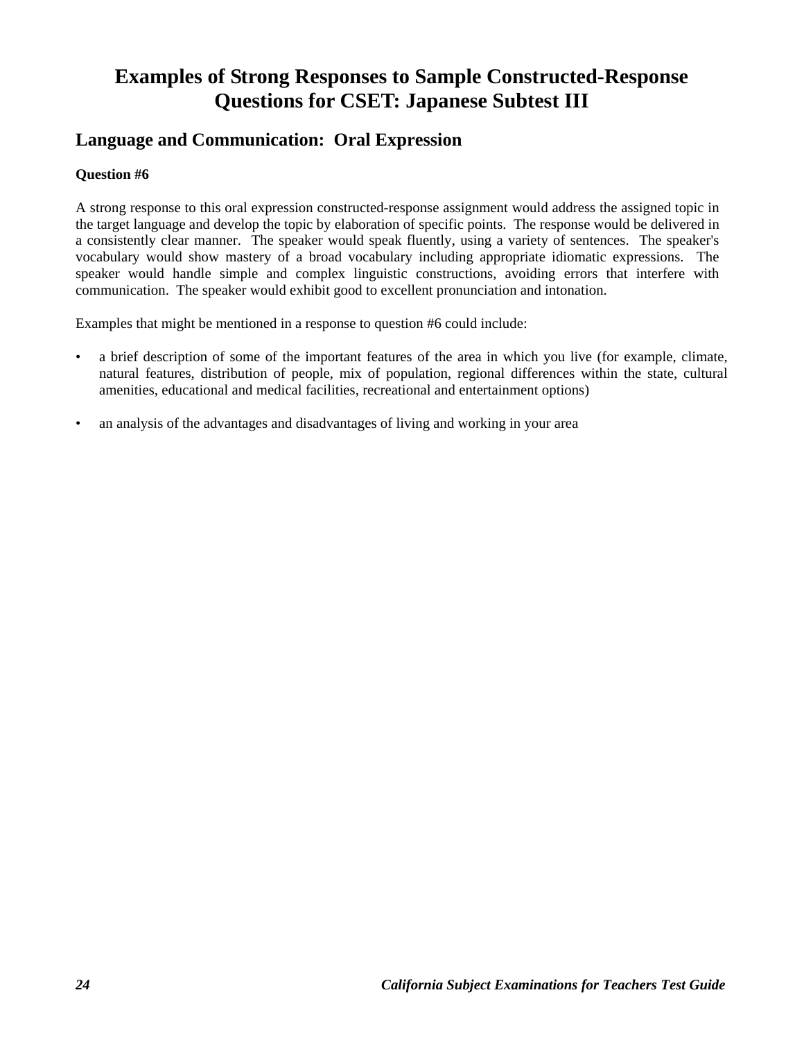# Examples of Strong Responses to Sample Constructed-Response Questions for CSET: Japanese Subtest III

## Language and Communication: Oral Expression

**Question #6**

A strong response to this oral expression constructed-response assignment would address the assigned topic in the target language and develop the topic by elaboration of specific points. The response would be delivered in a consistently clear manner. The speaker would speak fluently, using a variety of sentences. The speaker's vocabulary would show mastery of a broad vocabulary including appropriate idiomatic expressions. The speaker would handle simple and complex linguistic constructions, avoiding errors that interfere with communication. The speaker would exhibit good to excellent pronunciation and intonation.

Examples that might be mentioned in a response to question #6 could include:

- a brief description of some of the important features of the area in which you live (for example, climate, natural features, distribution of people, mix of population, regional differences within the state, cultural amenities, educational and medical facilities, recreational and entertainment options)
- an analysis of the advantages and disadvantages of living and working in your area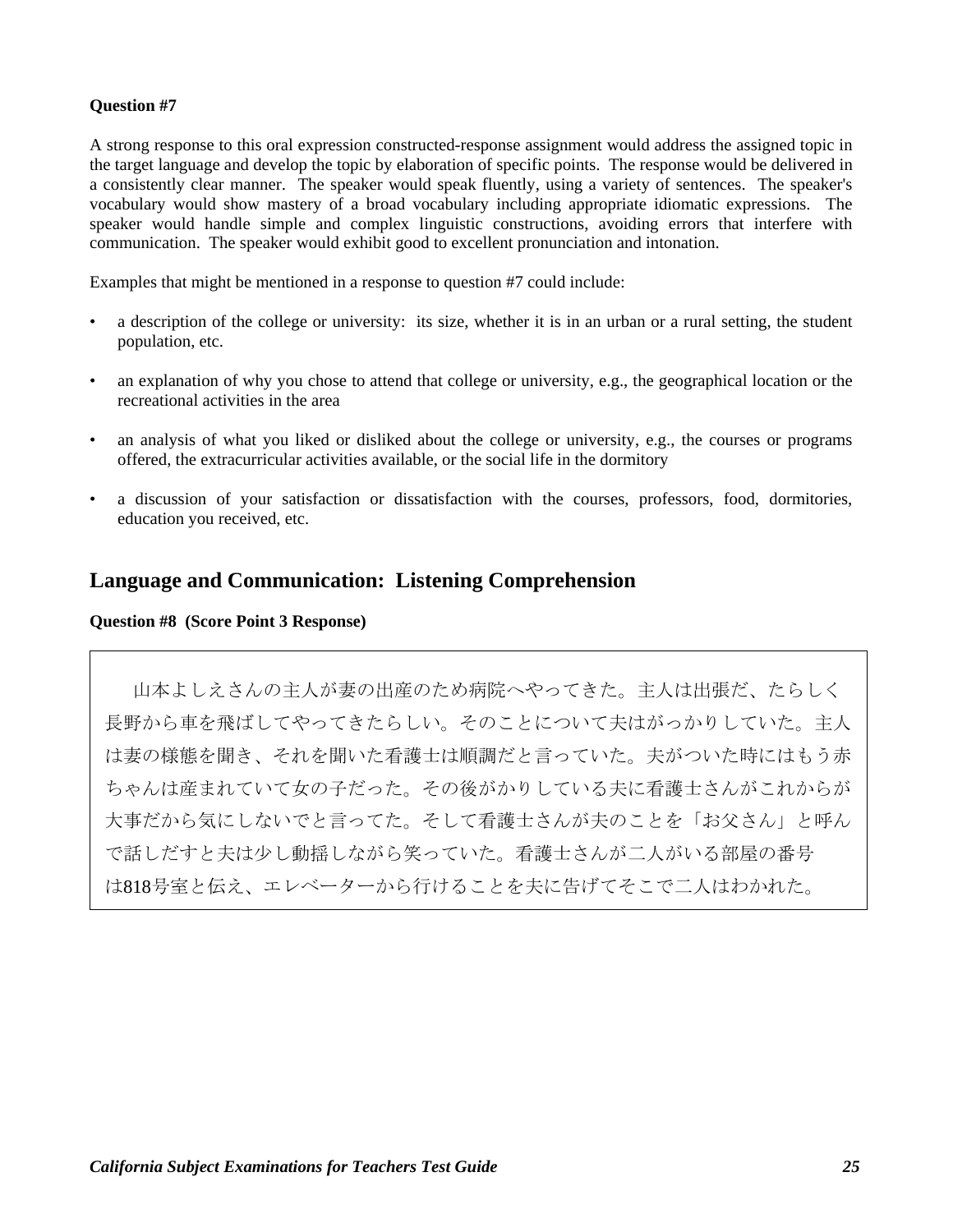**Question #7**

A strong response to this oral expression constructed-response assignment would address the assigned topic in the target language and develop the topic by elaboration of specific points. The response would be delivered in a consistently clear manner. The speaker would speak fluently, using a variety of sentences. The speaker's vocabulary would show mastery of a broad vocabulary including appropriate idiomatic expressions. The speaker would handle simple and complex linguistic constructions, avoiding errors that interfere with communication. The speaker would exhibit good to excellent pronunciation and intonation.

Examples that might be mentioned in a response to question #7 could include:

- a description of the college or university: its size, whether it is in an urban or a rural setting, the student population, etc.
- an explanation of why you chose to attend that college or university, e.g., the geographical location or the recreational activities in the area
- an analysis of what you liked or disliked about the college or university, e.g., the courses or programs offered, the extracurricular activities available, or the social life in the dormitory
- a discussion of your satisfaction or dissatisfaction with the courses, professors, food, dormitories, education you received, etc.

## Language and Communication: Listening Comprehension

**Question #8 (Score Point 3 Response)**

山本よしえさんの主人が妻の出産のため病院へやってきた。主人は出張だ、たらしく長野から車を飛ばしてやってきたらしい。そのことについて夫はがっかりしていた。主人は妻の様態を聞き、それを聞いた看護士は順調だと言っていた。夫がついた時にはもう赤ちゃんは産まれていて女の子だった。その後がかりしている夫に看護士さんがこれからが大事だから気にしないでと言ってた。そして看護士さんが夫のことを「お父さん」と呼んで話しだすと夫は少し動揺しながら笑っていた。看護士さんが二人がいる部屋の番号は818号室と伝え、エレベーターから行けることを夫に告げてそこで二人はわかれた。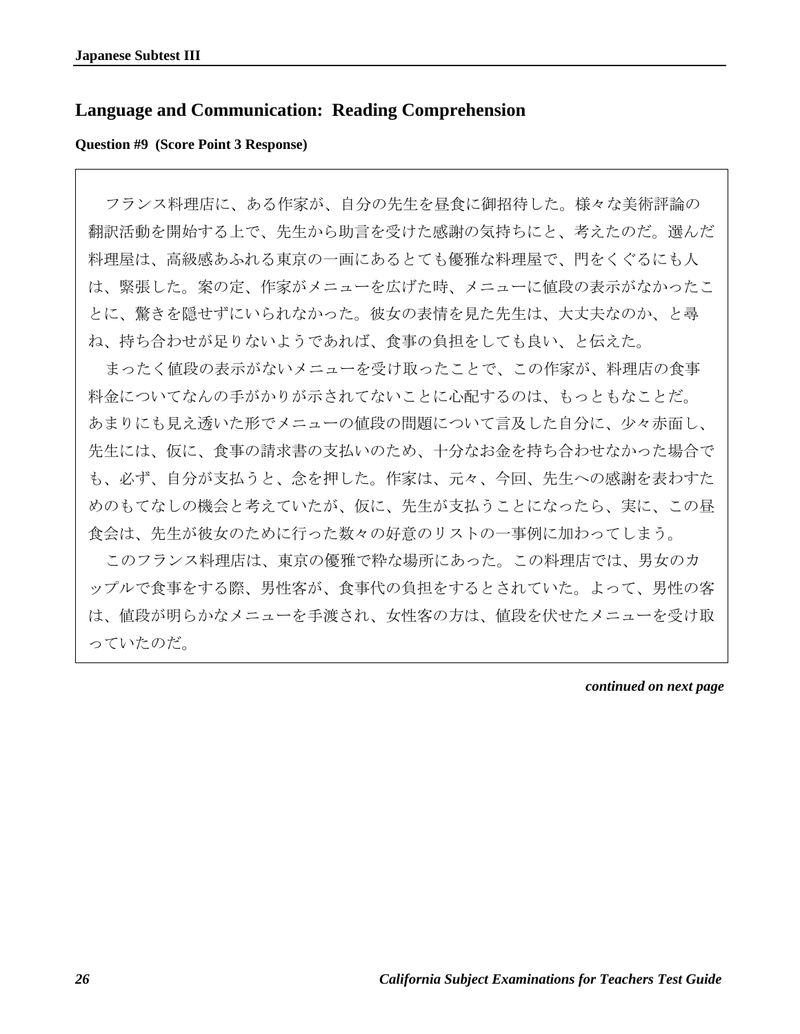## Language and Communication: Reading Comprehension

**Question #9 (Score Point 3 Response)**

フランス料理店に、ある作家が、自分の先生を昼食に御招待した。様々な美術評論の翻訳活動を開始する上で、先生から助言を受けた感謝の気持ちにと、考えたのだ。選んだ料理屋は、高級感あふれる東京の一画にあるとても優雅な料理屋で、門をくぐるにも人は、緊張した。案の定、作家がメニューを広げた時、メニューに値段の表示がなかったことに、驚きを隠せずにいられなかった。彼女の表情を見た先生は、大丈夫なのか、と尋ね、持ち合わせが足りないようであれば、食事の負担をしても良い、と伝えた。

まったく値段の表示がないメニューを受け取ったことで、この作家が、料理店の食事料金についてなんの手がかりが示されてないことに心配するのは、もっともなことだ。あまりにも見え透いた形でメニューの値段の問題について言及した自分に、少々赤面し、先生には、仮に、食事の請求書の支払いのため、十分なお金を持ち合わせなかった場合でも、必ず、自分が支払うと、念を押した。作家は、元々、今回、先生への感謝を表わすためのもてなしの機会と考えていたが、仮に、先生が支払うことになったら、実に、この昼食会は、先生が彼女のために行った数々の好意のリストの一事例に加わってしまう。

このフランス料理店は、東京の優雅で粋な場所にあった。この料理店では、男女のカップルで食事をする際、男性客が、食事代の負担をするとされていた。よって、男性の客は、値段が明らかなメニューを手渡され、女性客の方は、値段を伏せたメニューを受け取っていたのだ。

*continued on next page*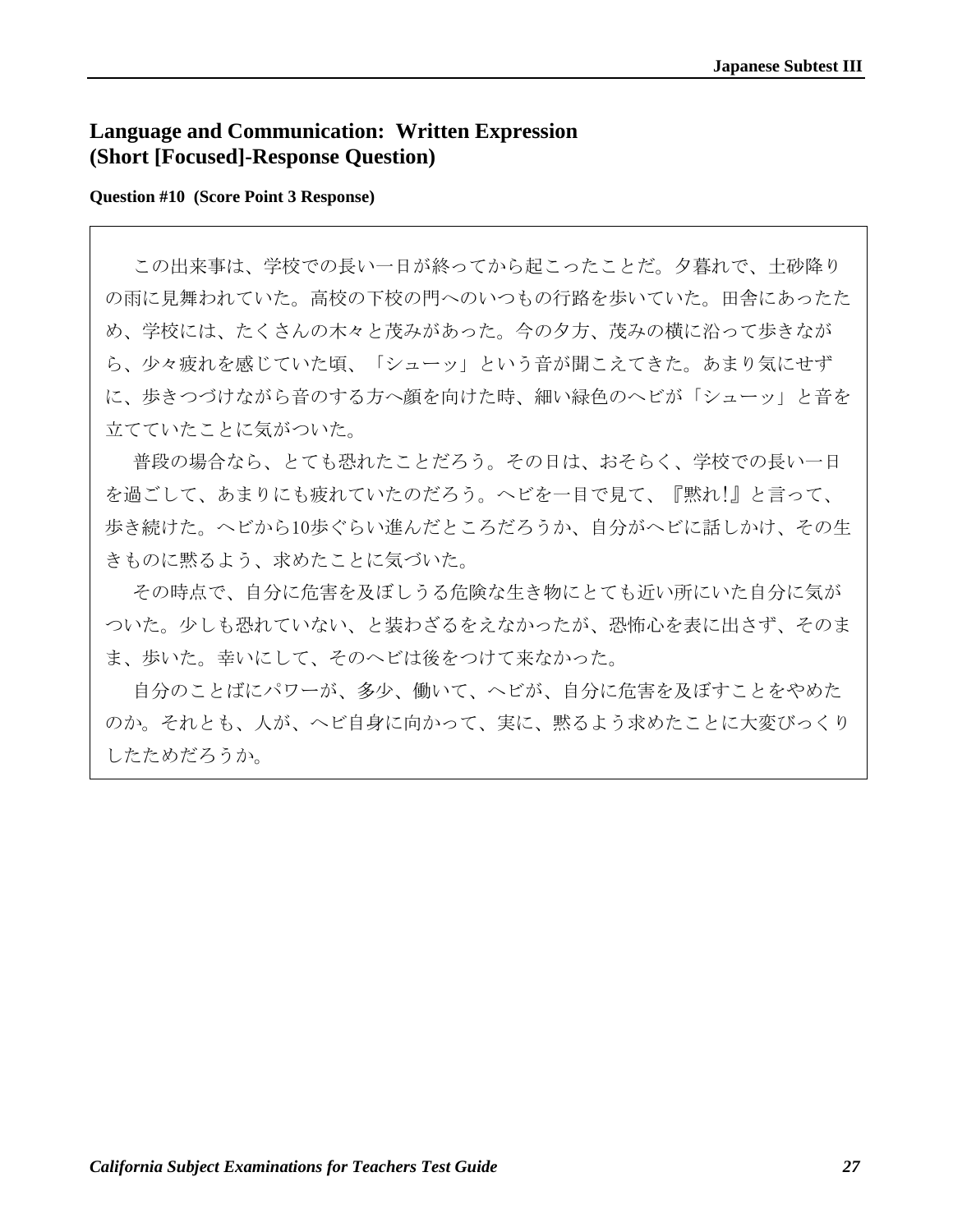## Language and Communication: Written Expression (Short [Focused]-Response Question)

**Question #10 (Score Point 3 Response)**

この出来事は、学校での長い一日が終ってから起こったことだ。夕暮れで、土砂降りの雨に見舞われていた。高校の下校の門へのいつもの行路を歩いていた。田舎にあったため、学校には、たくさんの木々と茂みがあった。今の夕方、茂みの横に沿って歩きながら、少々疲れを感じていた頃、「シューッ」という音が聞こえてきた。あまり気にせずに、歩きつづけながら音のする方へ顔を向けた時、細い緑色のヘビが「シューッ」と音を立てていたことに気がついた。

普段の場合なら、とても恐れたことだろう。その日は、おそらく、学校での長い一日を過ごして、あまりにも疲れていたのだろう。ヘビを一目で見て、『黙れ!』と言って、歩き続けた。ヘビから10歩ぐらい進んだところだろうか、自分がヘビに話しかけ、その生きものに黙るよう、求めたことに気づいた。

その時点で、自分に危害を及ぼしうる危険な生き物にとても近い所にいた自分に気がついた。少しも恐れていない、と装わざるをえなかったが、恐怖心を表に出さず、そのまま、歩いた。幸いにして、そのヘビは後をつけて来なかった。

自分のことばにパワーが、多少、働いて、ヘビが、自分に危害を及ぼすことをやめたのか。それとも、人が、ヘビ自身に向かって、実に、黙るよう求めたことに大変びっくりしたためだろうか。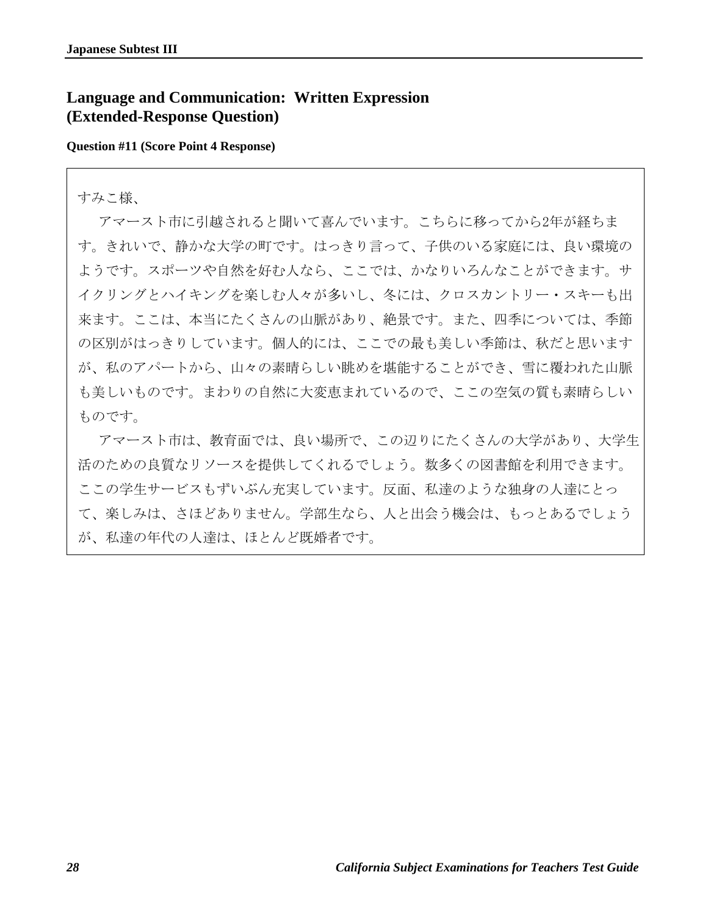## Language and Communication: Written Expression (Extended-Response Question)

**Question #11 (Score Point 4 Response)**

すみこ様、

　アマースト市に引越されると聞いて喜んでいます。こちらに移ってから2年が経ちます。きれいで、静かな大学の町です。はっきり言って、子供のいる家庭には、良い環境のようです。スポーツや自然を好む人なら、ここでは、かなりいろんなことができます。サイクリングとハイキングを楽しむ人々が多いし、冬には、クロスカントリー・スキーも出来ます。ここは、本当にたくさんの山脈があり、絶景です。また、四季については、季節の区別がはっきりしています。個人的には、ここでの最も美しい季節は、秋だと思いますが、私のアパートから、山々の素晴らしい眺めを堪能することができ、雪に覆われた山脈も美しいものです。まわりの自然に大変恵まれているので、ここの空気の質も素晴らしいものです。

　アマースト市は、教育面では、良い場所で、この辺りにたくさんの大学があり、大学生活のための良質なリソースを提供してくれるでしょう。数多くの図書館を利用できます。ここの学生サービスもずいぶん充実しています。反面、私達のような独身の人達にとって、楽しみは、さほどありません。学部生なら、人と出会う機会は、もっとあるでしょうが、私達の年代の人達は、ほとんど既婚者です。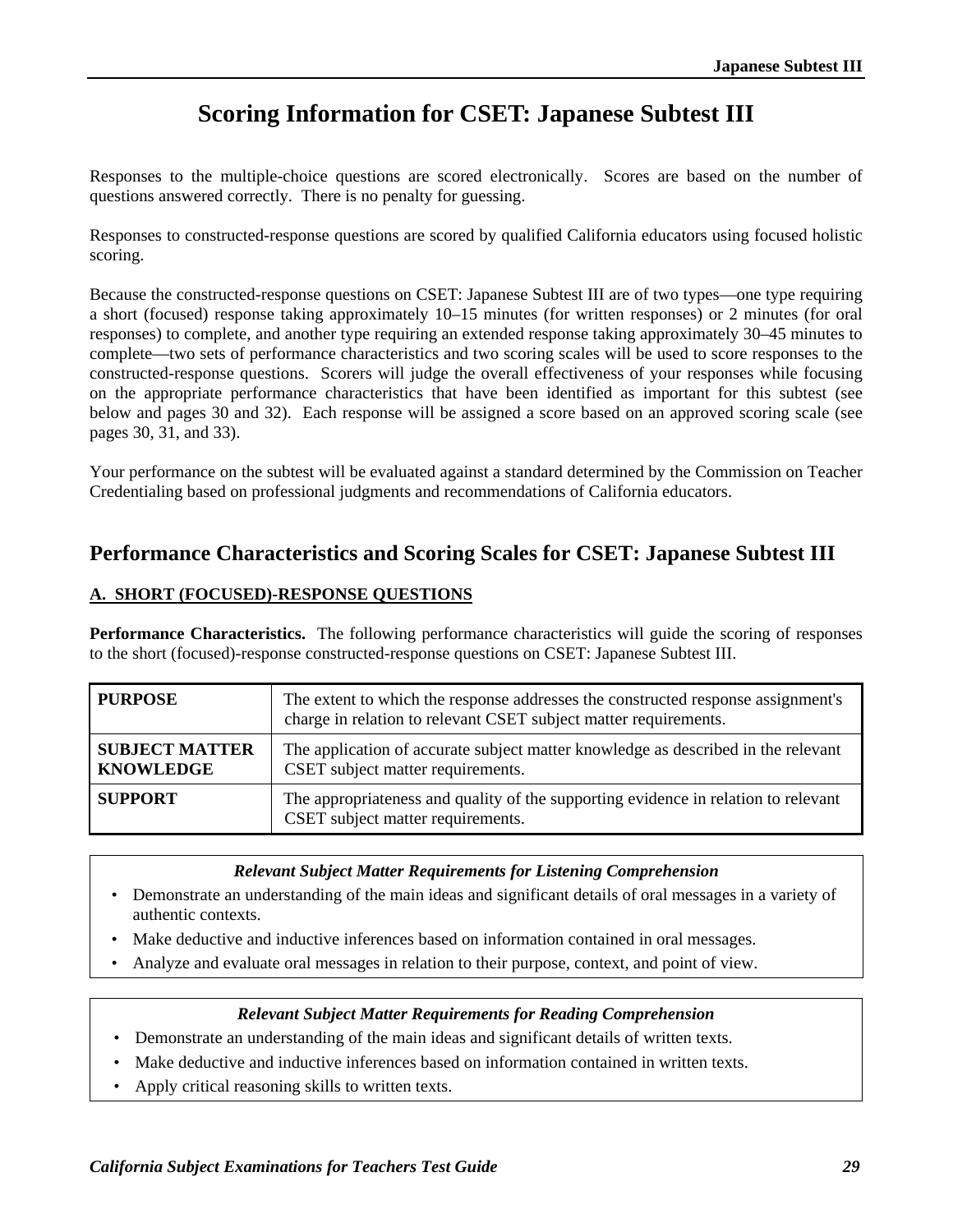# Scoring Information for CSET: Japanese Subtest III

Responses to the multiple-choice questions are scored electronically. Scores are based on the number of questions answered correctly. There is no penalty for guessing.

Responses to constructed-response questions are scored by qualified California educators using focused holistic scoring.

Because the constructed-response questions on CSET: Japanese Subtest III are of two types—one type requiring a short (focused) response taking approximately 10–15 minutes (for written responses) or 2 minutes (for oral responses) to complete, and another type requiring an extended response taking approximately 30–45 minutes to complete—two sets of performance characteristics and two scoring scales will be used to score responses to the constructed-response questions. Scorers will judge the overall effectiveness of your responses while focusing on the appropriate performance characteristics that have been identified as important for this subtest (see below and pages 30 and 32). Each response will be assigned a score based on an approved scoring scale (see pages 30, 31, and 33).

Your performance on the subtest will be evaluated against a standard determined by the Commission on Teacher Credentialing based on professional judgments and recommendations of California educators.

## Performance Characteristics and Scoring Scales for CSET: Japanese Subtest III

### A. SHORT (FOCUSED)-RESPONSE QUESTIONS

**Performance Characteristics.** The following performance characteristics will guide the scoring of responses to the short (focused)-response constructed-response questions on CSET: Japanese Subtest III.

| | |
|---|---|
| **PURPOSE** | The extent to which the response addresses the constructed response assignment's charge in relation to relevant CSET subject matter requirements. |
| **SUBJECT MATTER KNOWLEDGE** | The application of accurate subject matter knowledge as described in the relevant CSET subject matter requirements. |
| **SUPPORT** | The appropriateness and quality of the supporting evidence in relation to relevant CSET subject matter requirements. |

***Relevant Subject Matter Requirements for Listening Comprehension***

- Demonstrate an understanding of the main ideas and significant details of oral messages in a variety of authentic contexts.
- Make deductive and inductive inferences based on information contained in oral messages.
- Analyze and evaluate oral messages in relation to their purpose, context, and point of view.

***Relevant Subject Matter Requirements for Reading Comprehension***

- Demonstrate an understanding of the main ideas and significant details of written texts.
- Make deductive and inductive inferences based on information contained in written texts.
- Apply critical reasoning skills to written texts.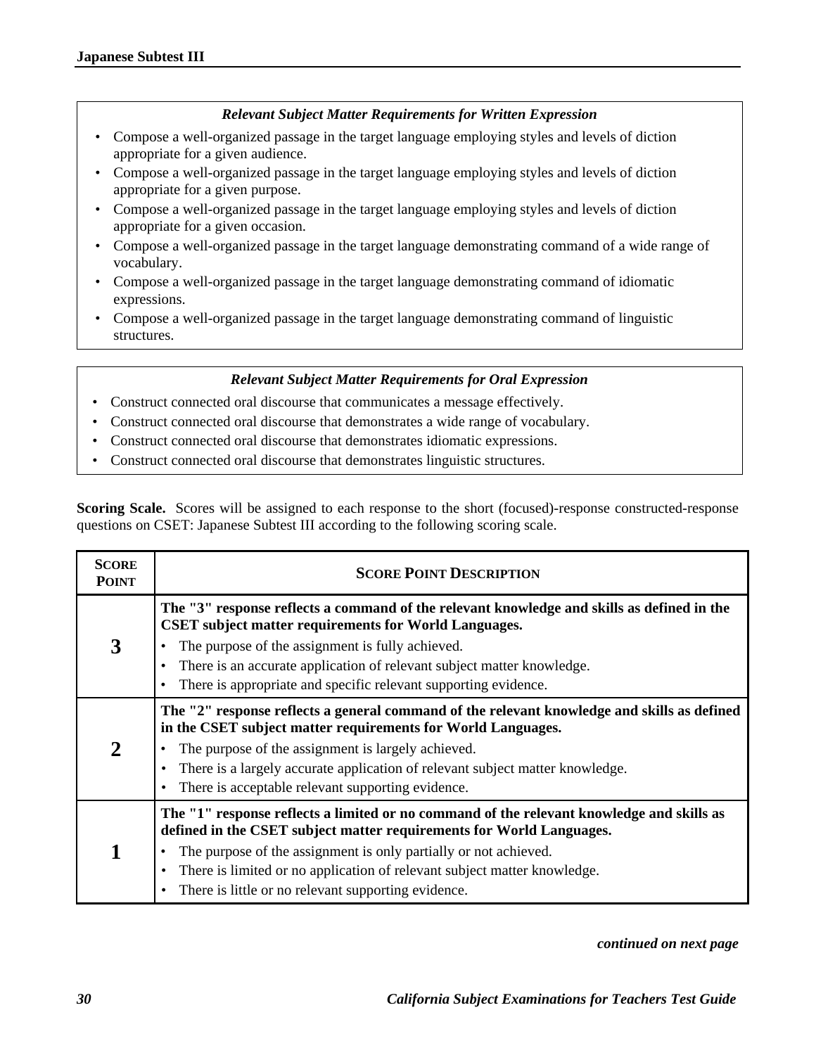**Relevant Subject Matter Requirements for Written Expression**

- Compose a well-organized passage in the target language employing styles and levels of diction appropriate for a given audience.
- Compose a well-organized passage in the target language employing styles and levels of diction appropriate for a given purpose.
- Compose a well-organized passage in the target language employing styles and levels of diction appropriate for a given occasion.
- Compose a well-organized passage in the target language demonstrating command of a wide range of vocabulary.
- Compose a well-organized passage in the target language demonstrating command of idiomatic expressions.
- Compose a well-organized passage in the target language demonstrating command of linguistic structures.

**Relevant Subject Matter Requirements for Oral Expression**

- Construct connected oral discourse that communicates a message effectively.
- Construct connected oral discourse that demonstrates a wide range of vocabulary.
- Construct connected oral discourse that demonstrates idiomatic expressions.
- Construct connected oral discourse that demonstrates linguistic structures.

**Scoring Scale.** Scores will be assigned to each response to the short (focused)-response constructed-response questions on CSET: Japanese Subtest III according to the following scale.

| SCORE POINT | SCORE POINT DESCRIPTION |
|---|---|
| **3** | **The "3" response reflects a command of the relevant knowledge and skills as defined in the CSET subject matter requirements for World Languages.**<br>• The purpose of the assignment is fully achieved.<br>• There is an accurate application of relevant subject matter knowledge.<br>• There is appropriate and specific relevant supporting evidence. |
| **2** | **The "2" response reflects a general command of the relevant knowledge and skills as defined in the CSET subject matter requirements for World Languages.**<br>• The purpose of the assignment is largely achieved.<br>• There is a largely accurate application of relevant subject matter knowledge.<br>• There is acceptable relevant supporting evidence. |
| **1** | **The "1" response reflects a limited or no command of the relevant knowledge and skills as defined in the CSET subject matter requirements for World Languages.**<br>• The purpose of the assignment is only partially or not achieved.<br>• There is limited or no application of relevant subject matter knowledge.<br>• There is little or no relevant supporting evidence. |

*continued on next page*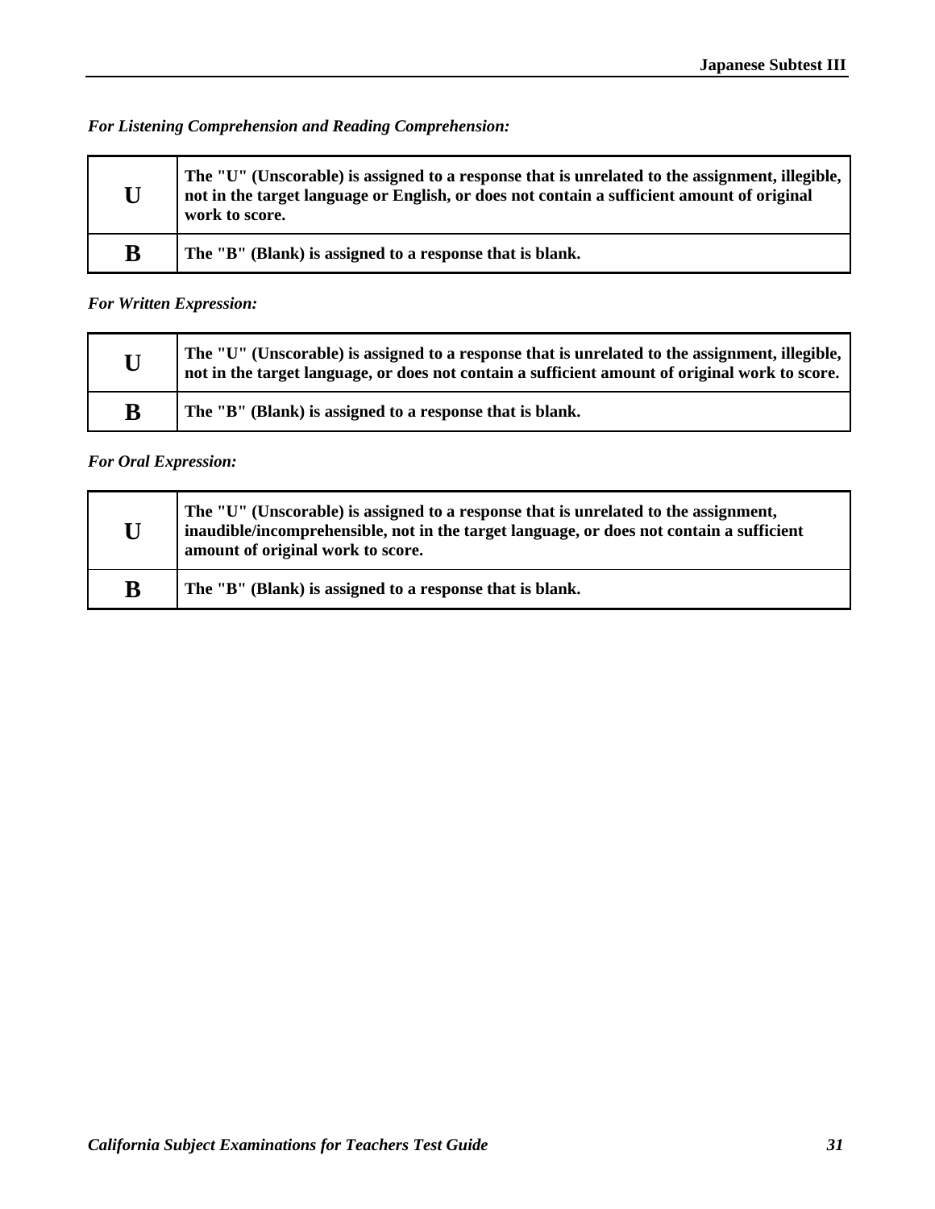*For Listening Comprehension and Reading Comprehension:*

| | |
|---|---|
| **U** | **The "U" (Unscorable) is assigned to a response that is unrelated to the assignment, illegible, not in the target language or English, or does not contain a sufficient amount of original work to score.** |
| **B** | **The "B" (Blank) is assigned to a response that is blank.** |

*For Written Expression:*

| | |
|---|---|
| **U** | **The "U" (Unscorable) is assigned to a response that is unrelated to the assignment, illegible, not in the target language, or does not contain a sufficient amount of original work to score.** |
| **B** | **The "B" (Blank) is assigned to a response that is blank.** |

*For Oral Expression:*

| | |
|---|---|
| **U** | **The "U" (Unscorable) is assigned to a response that is unrelated to the assignment, inaudible/incomprehensible, not in the target language, or does not contain a sufficient amount of original work to score.** |
| **B** | **The "B" (Blank) is assigned to a response that is blank.** |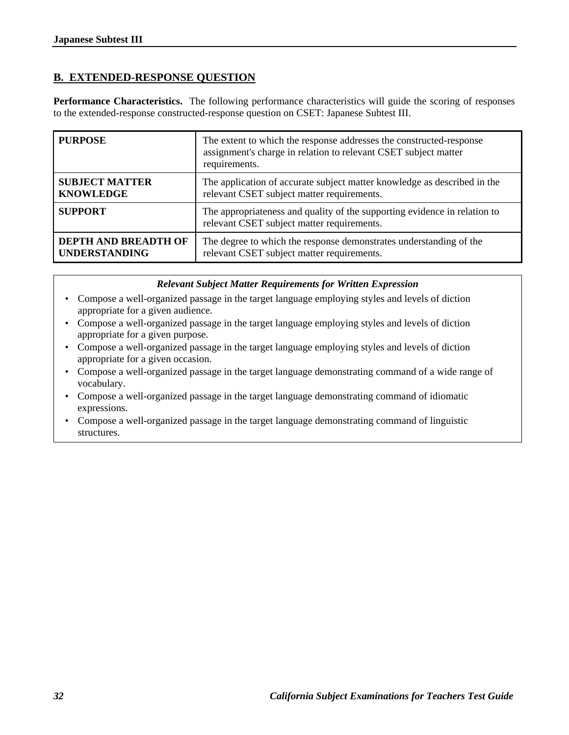## B. EXTENDED-RESPONSE QUESTION

**Performance Characteristics.** The following performance characteristics will guide the scoring of responses to the extended-response constructed-response question on CSET: Japanese Subtest III.

| | |
|---|---|
| **PURPOSE** | The extent to which the response addresses the constructed-response assignment's charge in relation to relevant CSET subject matter requirements. |
| **SUBJECT MATTER KNOWLEDGE** | The application of accurate subject matter knowledge as described in the relevant CSET subject matter requirements. |
| **SUPPORT** | The appropriateness and quality of the supporting evidence in relation to relevant CSET subject matter requirements. |
| **DEPTH AND BREADTH OF UNDERSTANDING** | The degree to which the response demonstrates understanding of the relevant CSET subject matter requirements. |

***Relevant Subject Matter Requirements for Written Expression***

- Compose a well-organized passage in the target language employing styles and levels of diction appropriate for a given audience.
- Compose a well-organized passage in the target language employing styles and levels of diction appropriate for a given purpose.
- Compose a well-organized passage in the target language employing styles and levels of diction appropriate for a given occasion.
- Compose a well-organized passage in the target language demonstrating command of a wide range of vocabulary.
- Compose a well-organized passage in the target language demonstrating command of idiomatic expressions.
- Compose a well-organized passage in the target language demonstrating command of linguistic structures.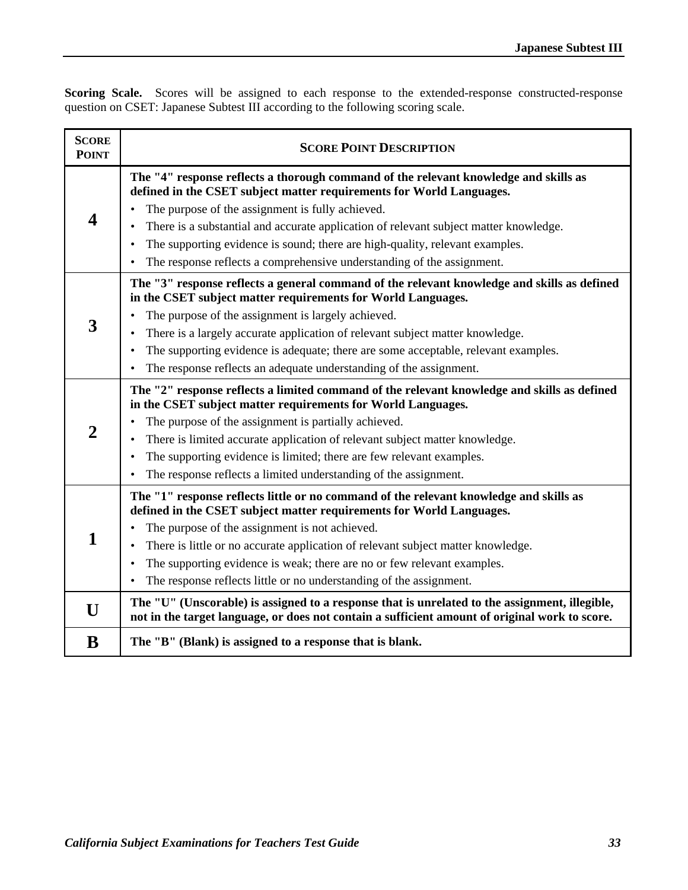**Scoring Scale.** Scores will be assigned to each response to the extended-response constructed-response question on CSET: Japanese Subtest III according to the following scoring scale.

| SCORE POINT | SCORE POINT DESCRIPTION |
|---|---|
| **4** | **The "4" response reflects a thorough command of the relevant knowledge and skills as defined in the CSET subject matter requirements for World Languages.**<br>• The purpose of the assignment is fully achieved.<br>• There is a substantial and accurate application of relevant subject matter knowledge.<br>• The supporting evidence is sound; there are high-quality, relevant examples.<br>• The response reflects a comprehensive understanding of the assignment. |
| **3** | **The "3" response reflects a general command of the relevant knowledge and skills as defined in the CSET subject matter requirements for World Languages.**<br>• The purpose of the assignment is largely achieved.<br>• There is a largely accurate application of relevant subject matter knowledge.<br>• The supporting evidence is adequate; there are some acceptable, relevant examples.<br>• The response reflects an adequate understanding of the assignment. |
| **2** | **The "2" response reflects a limited command of the relevant knowledge and skills as defined in the CSET subject matter requirements for World Languages.**<br>• The purpose of the assignment is partially achieved.<br>• There is limited accurate application of relevant subject matter knowledge.<br>• The supporting evidence is limited; there are few relevant examples.<br>• The response reflects a limited understanding of the assignment. |
| **1** | **The "1" response reflects little or no command of the relevant knowledge and skills as defined in the CSET subject matter requirements for World Languages.**<br>• The purpose of the assignment is not achieved.<br>• There is little or no accurate application of relevant subject matter knowledge.<br>• The supporting evidence is weak; there are no or few relevant examples.<br>• The response reflects little or no understanding of the assignment. |
| **U** | **The "U" (Unscorable) is assigned to a response that is unrelated to the assignment, illegible, not in the target language, or does not contain a sufficient amount of original work to score.** |
| **B** | **The "B" (Blank) is assigned to a response that is blank.** |